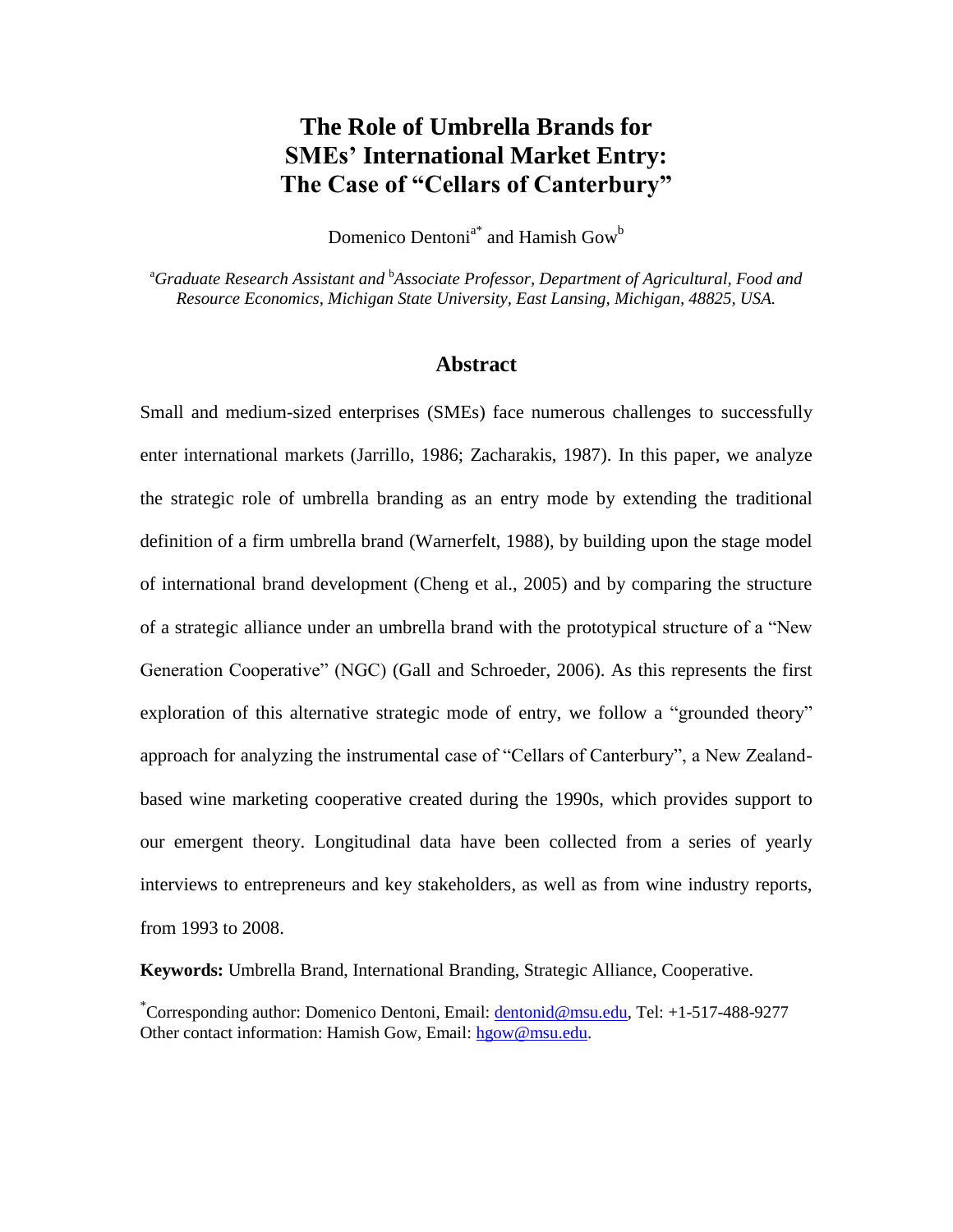# The Role of Umbrella Brands for SMEs' International Market Entry: The Case of "Cellars of Canterbury"

Domenico Dentoni[a*] and Hamish Gow[b]

[a]*Graduate Research Assistant and* [b]*Associate Professor, Department of Agricultural, Food and Resource Economics, Michigan State University, East Lansing, Michigan, 48825, USA.*

## Abstract

Small and medium-sized enterprises (SMEs) face numerous challenges to successfully enter international markets (Jarrillo, 1986; Zacharakis, 1987). In this paper, we analyze the strategic role of umbrella branding as an entry mode by extending the traditional definition of a firm umbrella brand (Warnerfelt, 1988), by building upon the stage model of international brand development (Cheng et al., 2005) and by comparing the structure of a strategic alliance under an umbrella brand with the prototypical structure of a "New Generation Cooperative" (NGC) (Gall and Schroeder, 2006). As this represents the first exploration of this alternative strategic mode of entry, we follow a "grounded theory" approach for analyzing the instrumental case of "Cellars of Canterbury", a New Zealand-based wine marketing cooperative created during the 1990s, which provides support to our emergent theory. Longitudinal data have been collected from a series of yearly interviews to entrepreneurs and key stakeholders, as well as from wine industry reports, from 1993 to 2008.

**Keywords:** Umbrella Brand, International Branding, Strategic Alliance, Cooperative.

[*]Corresponding author: Domenico Dentoni, Email: dentonid@msu.edu, Tel: +1-517-488-9277
Other contact information: Hamish Gow, Email: hgow@msu.edu.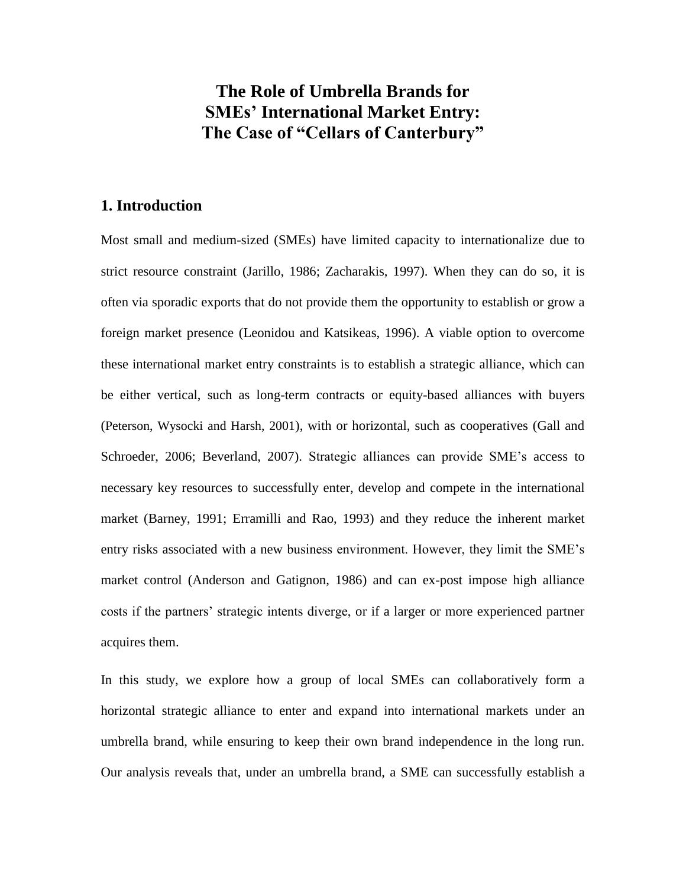# The Role of Umbrella Brands for SMEs' International Market Entry: The Case of "Cellars of Canterbury"

## 1. Introduction

Most small and medium-sized (SMEs) have limited capacity to internationalize due to strict resource constraint (Jarillo, 1986; Zacharakis, 1997). When they can do so, it is often via sporadic exports that do not provide them the opportunity to establish or grow a foreign market presence (Leonidou and Katsikeas, 1996). A viable option to overcome these international market entry constraints is to establish a strategic alliance, which can be either vertical, such as long-term contracts or equity-based alliances with buyers (Peterson, Wysocki and Harsh, 2001), with or horizontal, such as cooperatives (Gall and Schroeder, 2006; Beverland, 2007). Strategic alliances can provide SME's access to necessary key resources to successfully enter, develop and compete in the international market (Barney, 1991; Erramilli and Rao, 1993) and they reduce the inherent market entry risks associated with a new business environment. However, they limit the SME's market control (Anderson and Gatignon, 1986) and can ex-post impose high alliance costs if the partners' strategic intents diverge, or if a larger or more experienced partner acquires them.

In this study, we explore how a group of local SMEs can collaboratively form a horizontal strategic alliance to enter and expand into international markets under an umbrella brand, while ensuring to keep their own brand independence in the long run. Our analysis reveals that, under an umbrella brand, a SME can successfully establish a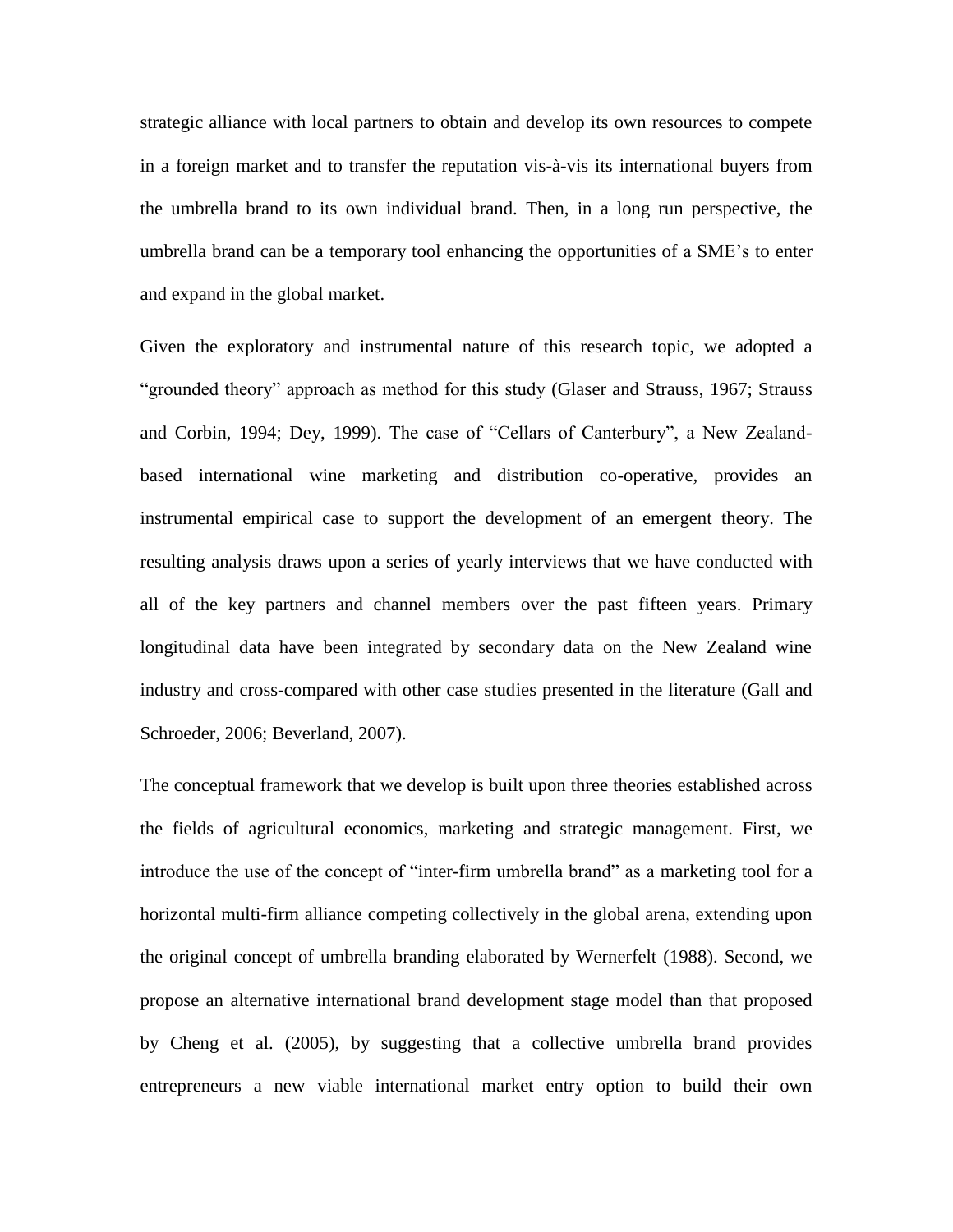strategic alliance with local partners to obtain and develop its own resources to compete in a foreign market and to transfer the reputation vis-à-vis its international buyers from the umbrella brand to its own individual brand. Then, in a long run perspective, the umbrella brand can be a temporary tool enhancing the opportunities of a SME's to enter and expand in the global market.

Given the exploratory and instrumental nature of this research topic, we adopted a "grounded theory" approach as method for this study (Glaser and Strauss, 1967; Strauss and Corbin, 1994; Dey, 1999). The case of "Cellars of Canterbury", a New Zealand-based international wine marketing and distribution co-operative, provides an instrumental empirical case to support the development of an emergent theory. The resulting analysis draws upon a series of yearly interviews that we have conducted with all of the key partners and channel members over the past fifteen years. Primary longitudinal data have been integrated by secondary data on the New Zealand wine industry and cross-compared with other case studies presented in the literature (Gall and Schroeder, 2006; Beverland, 2007).

The conceptual framework that we develop is built upon three theories established across the fields of agricultural economics, marketing and strategic management. First, we introduce the use of the concept of "inter-firm umbrella brand" as a marketing tool for a horizontal multi-firm alliance competing collectively in the global arena, extending upon the original concept of umbrella branding elaborated by Wernerfelt (1988). Second, we propose an alternative international brand development stage model than that proposed by Cheng et al. (2005), by suggesting that a collective umbrella brand provides entrepreneurs a new viable international market entry option to build their own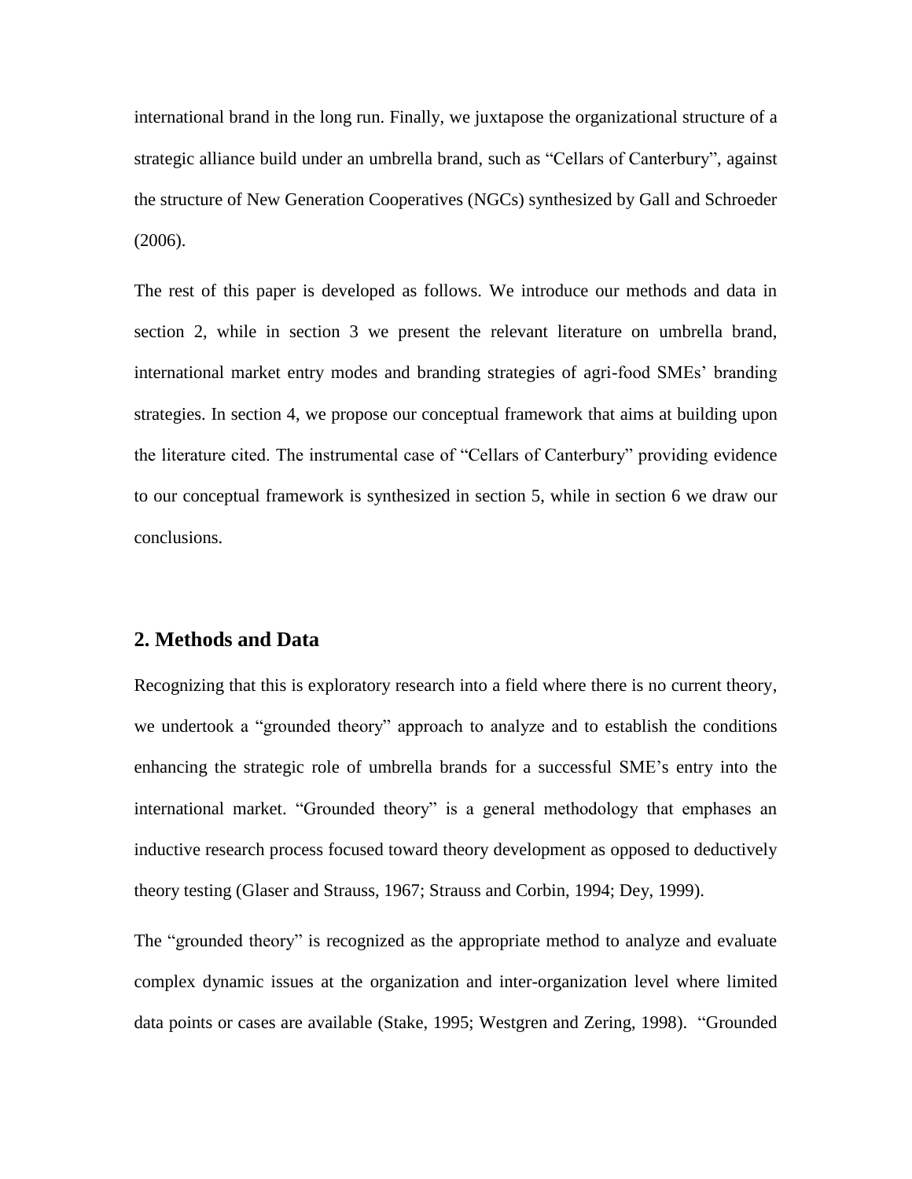international brand in the long run. Finally, we juxtapose the organizational structure of a strategic alliance build under an umbrella brand, such as "Cellars of Canterbury", against the structure of New Generation Cooperatives (NGCs) synthesized by Gall and Schroeder (2006).

The rest of this paper is developed as follows. We introduce our methods and data in section 2, while in section 3 we present the relevant literature on umbrella brand, international market entry modes and branding strategies of agri-food SMEs' branding strategies. In section 4, we propose our conceptual framework that aims at building upon the literature cited. The instrumental case of "Cellars of Canterbury" providing evidence to our conceptual framework is synthesized in section 5, while in section 6 we draw our conclusions.

## 2. Methods and Data

Recognizing that this is exploratory research into a field where there is no current theory, we undertook a "grounded theory" approach to analyze and to establish the conditions enhancing the strategic role of umbrella brands for a successful SME's entry into the international market. "Grounded theory" is a general methodology that emphases an inductive research process focused toward theory development as opposed to deductively theory testing (Glaser and Strauss, 1967; Strauss and Corbin, 1994; Dey, 1999).

The "grounded theory" is recognized as the appropriate method to analyze and evaluate complex dynamic issues at the organization and inter-organization level where limited data points or cases are available (Stake, 1995; Westgren and Zering, 1998). "Grounded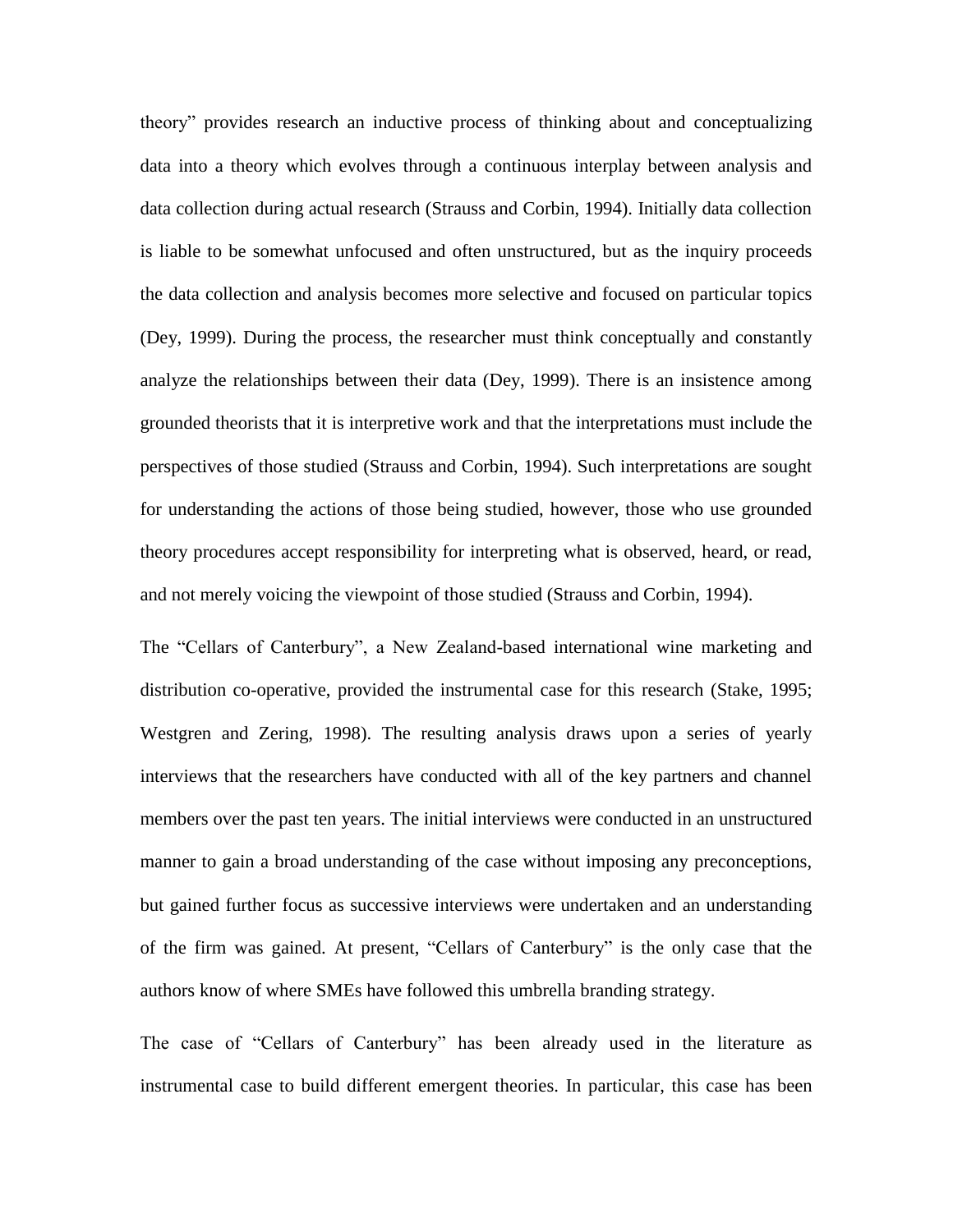theory" provides research an inductive process of thinking about and conceptualizing data into a theory which evolves through a continuous interplay between analysis and data collection during actual research (Strauss and Corbin, 1994). Initially data collection is liable to be somewhat unfocused and often unstructured, but as the inquiry proceeds the data collection and analysis becomes more selective and focused on particular topics (Dey, 1999). During the process, the researcher must think conceptually and constantly analyze the relationships between their data (Dey, 1999). There is an insistence among grounded theorists that it is interpretive work and that the interpretations must include the perspectives of those studied (Strauss and Corbin, 1994). Such interpretations are sought for understanding the actions of those being studied, however, those who use grounded theory procedures accept responsibility for interpreting what is observed, heard, or read, and not merely voicing the viewpoint of those studied (Strauss and Corbin, 1994).

The "Cellars of Canterbury", a New Zealand-based international wine marketing and distribution co-operative, provided the instrumental case for this research (Stake, 1995; Westgren and Zering, 1998). The resulting analysis draws upon a series of yearly interviews that the researchers have conducted with all of the key partners and channel members over the past ten years. The initial interviews were conducted in an unstructured manner to gain a broad understanding of the case without imposing any preconceptions, but gained further focus as successive interviews were undertaken and an understanding of the firm was gained. At present, "Cellars of Canterbury" is the only case that the authors know of where SMEs have followed this umbrella branding strategy.

The case of "Cellars of Canterbury" has been already used in the literature as instrumental case to build different emergent theories. In particular, this case has been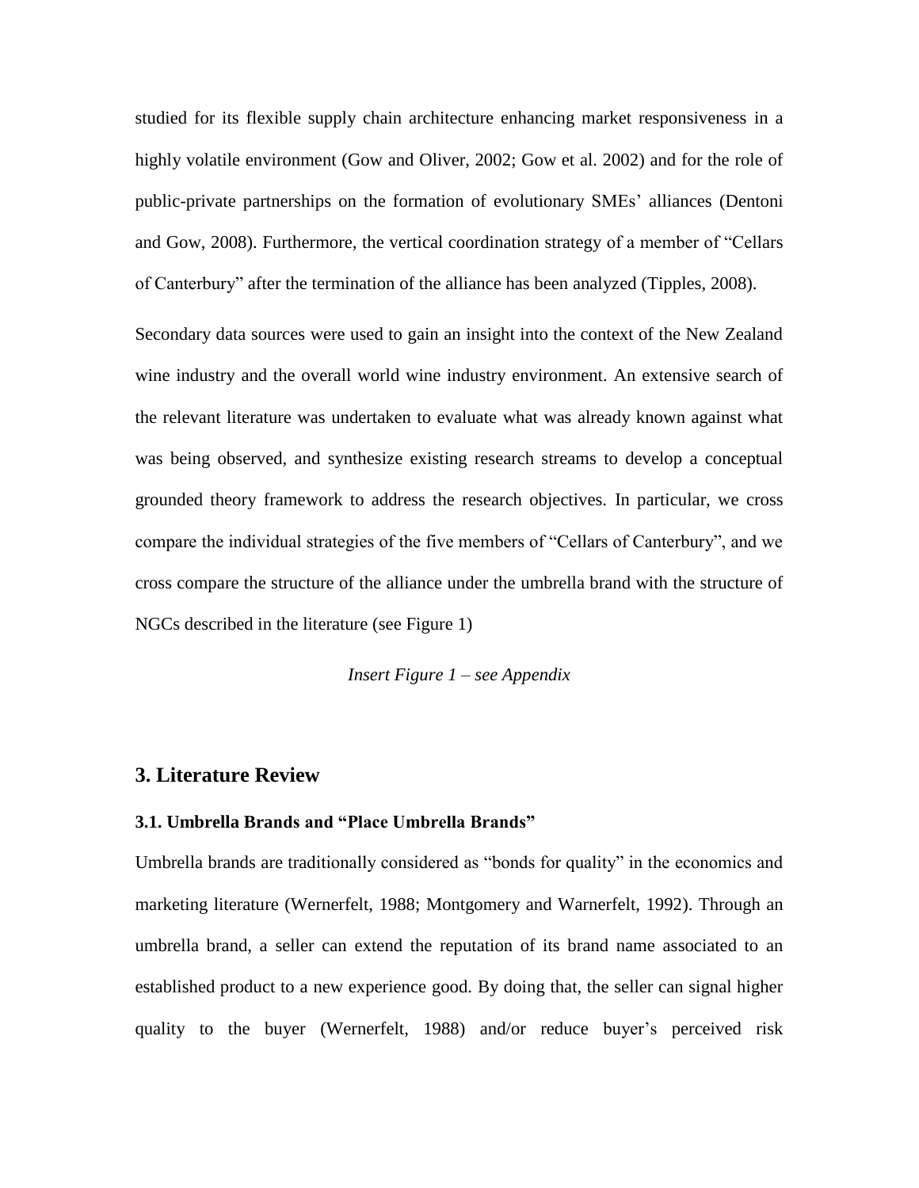studied for its flexible supply chain architecture enhancing market responsiveness in a highly volatile environment (Gow and Oliver, 2002; Gow et al. 2002) and for the role of public-private partnerships on the formation of evolutionary SMEs' alliances (Dentoni and Gow, 2008). Furthermore, the vertical coordination strategy of a member of "Cellars of Canterbury" after the termination of the alliance has been analyzed (Tipples, 2008).

Secondary data sources were used to gain an insight into the context of the New Zealand wine industry and the overall world wine industry environment. An extensive search of the relevant literature was undertaken to evaluate what was already known against what was being observed, and synthesize existing research streams to develop a conceptual grounded theory framework to address the research objectives. In particular, we cross compare the individual strategies of the five members of "Cellars of Canterbury", and we cross compare the structure of the alliance under the umbrella brand with the structure of NGCs described in the literature (see Figure 1)

*Insert Figure 1 – see Appendix*

## 3. Literature Review

### 3.1. Umbrella Brands and "Place Umbrella Brands"

Umbrella brands are traditionally considered as "bonds for quality" in the economics and marketing literature (Wernerfelt, 1988; Montgomery and Warnerfelt, 1992). Through an umbrella brand, a seller can extend the reputation of its brand name associated to an established product to a new experience good. By doing that, the seller can signal higher quality to the buyer (Wernerfelt, 1988) and/or reduce buyer's perceived risk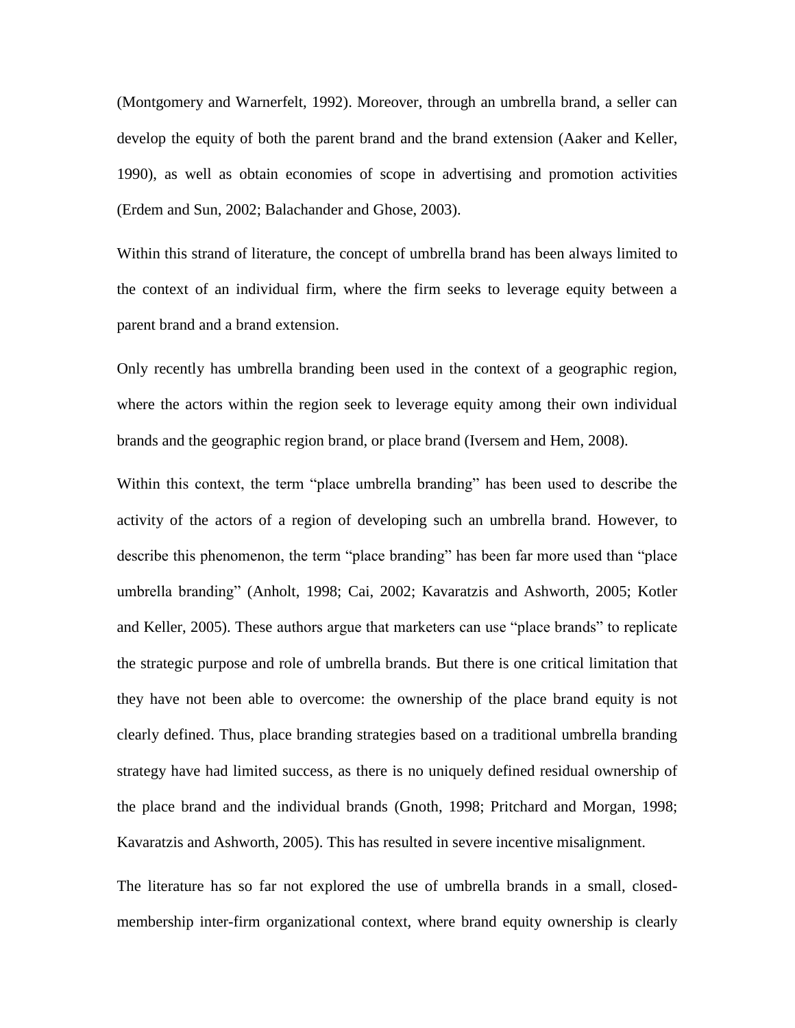(Montgomery and Warnerfelt, 1992). Moreover, through an umbrella brand, a seller can develop the equity of both the parent brand and the brand extension (Aaker and Keller, 1990), as well as obtain economies of scope in advertising and promotion activities (Erdem and Sun, 2002; Balachander and Ghose, 2003).

Within this strand of literature, the concept of umbrella brand has been always limited to the context of an individual firm, where the firm seeks to leverage equity between a parent brand and a brand extension.

Only recently has umbrella branding been used in the context of a geographic region, where the actors within the region seek to leverage equity among their own individual brands and the geographic region brand, or place brand (Iversem and Hem, 2008).

Within this context, the term "place umbrella branding" has been used to describe the activity of the actors of a region of developing such an umbrella brand. However, to describe this phenomenon, the term "place branding" has been far more used than "place umbrella branding" (Anholt, 1998; Cai, 2002; Kavaratzis and Ashworth, 2005; Kotler and Keller, 2005). These authors argue that marketers can use "place brands" to replicate the strategic purpose and role of umbrella brands. But there is one critical limitation that they have not been able to overcome: the ownership of the place brand equity is not clearly defined. Thus, place branding strategies based on a traditional umbrella branding strategy have had limited success, as there is no uniquely defined residual ownership of the place brand and the individual brands (Gnoth, 1998; Pritchard and Morgan, 1998; Kavaratzis and Ashworth, 2005). This has resulted in severe incentive misalignment.

The literature has so far not explored the use of umbrella brands in a small, closed-membership inter-firm organizational context, where brand equity ownership is clearly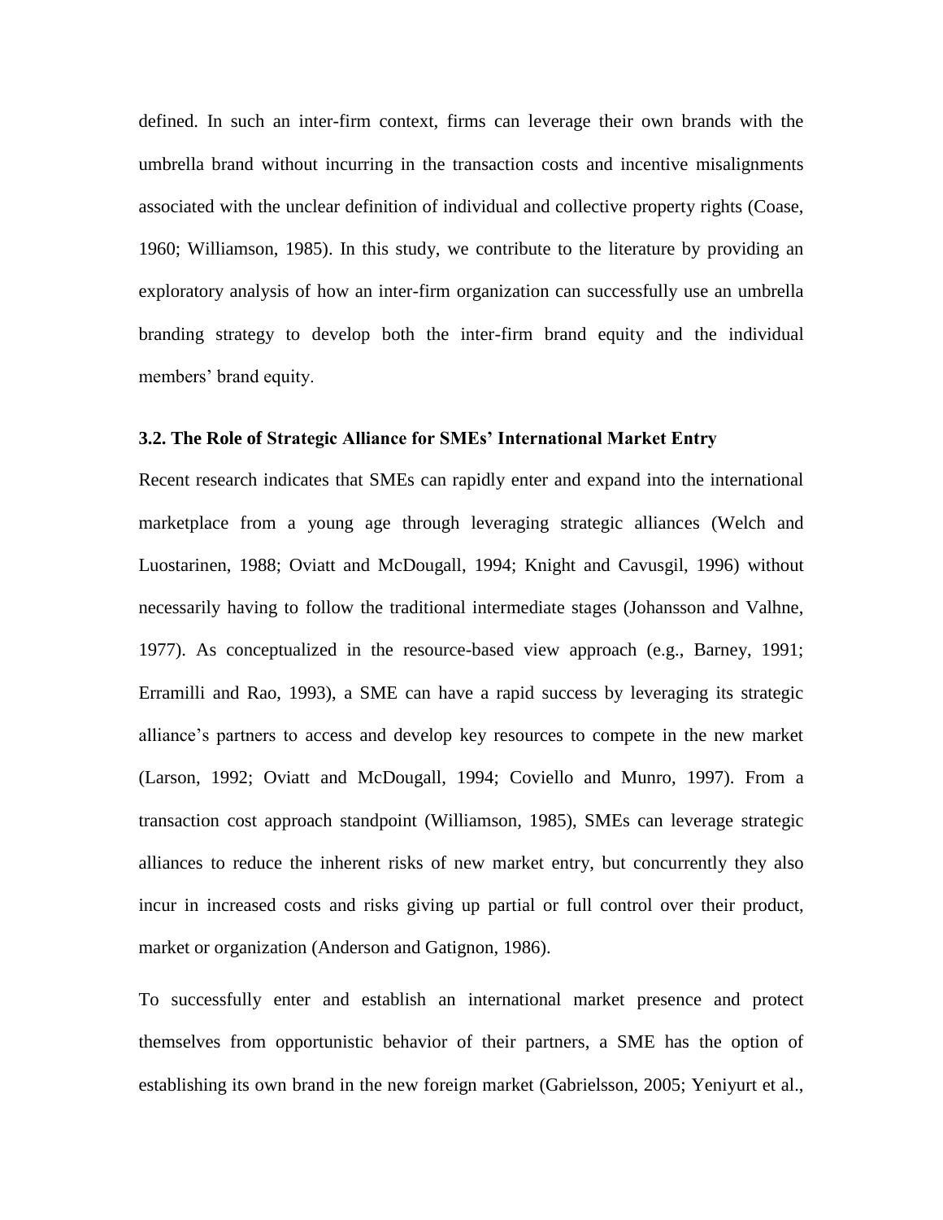defined. In such an inter-firm context, firms can leverage their own brands with the umbrella brand without incurring in the transaction costs and incentive misalignments associated with the unclear definition of individual and collective property rights (Coase, 1960; Williamson, 1985). In this study, we contribute to the literature by providing an exploratory analysis of how an inter-firm organization can successfully use an umbrella branding strategy to develop both the inter-firm brand equity and the individual members' brand equity.

### 3.2. The Role of Strategic Alliance for SMEs' International Market Entry

Recent research indicates that SMEs can rapidly enter and expand into the international marketplace from a young age through leveraging strategic alliances (Welch and Luostarinen, 1988; Oviatt and McDougall, 1994; Knight and Cavusgil, 1996) without necessarily having to follow the traditional intermediate stages (Johansson and Valhne, 1977). As conceptualized in the resource-based view approach (e.g., Barney, 1991; Erramilli and Rao, 1993), a SME can have a rapid success by leveraging its strategic alliance's partners to access and develop key resources to compete in the new market (Larson, 1992; Oviatt and McDougall, 1994; Coviello and Munro, 1997). From a transaction cost approach standpoint (Williamson, 1985), SMEs can leverage strategic alliances to reduce the inherent risks of new market entry, but concurrently they also incur in increased costs and risks giving up partial or full control over their product, market or organization (Anderson and Gatignon, 1986).

To successfully enter and establish an international market presence and protect themselves from opportunistic behavior of their partners, a SME has the option of establishing its own brand in the new foreign market (Gabrielsson, 2005; Yeniyurt et al.,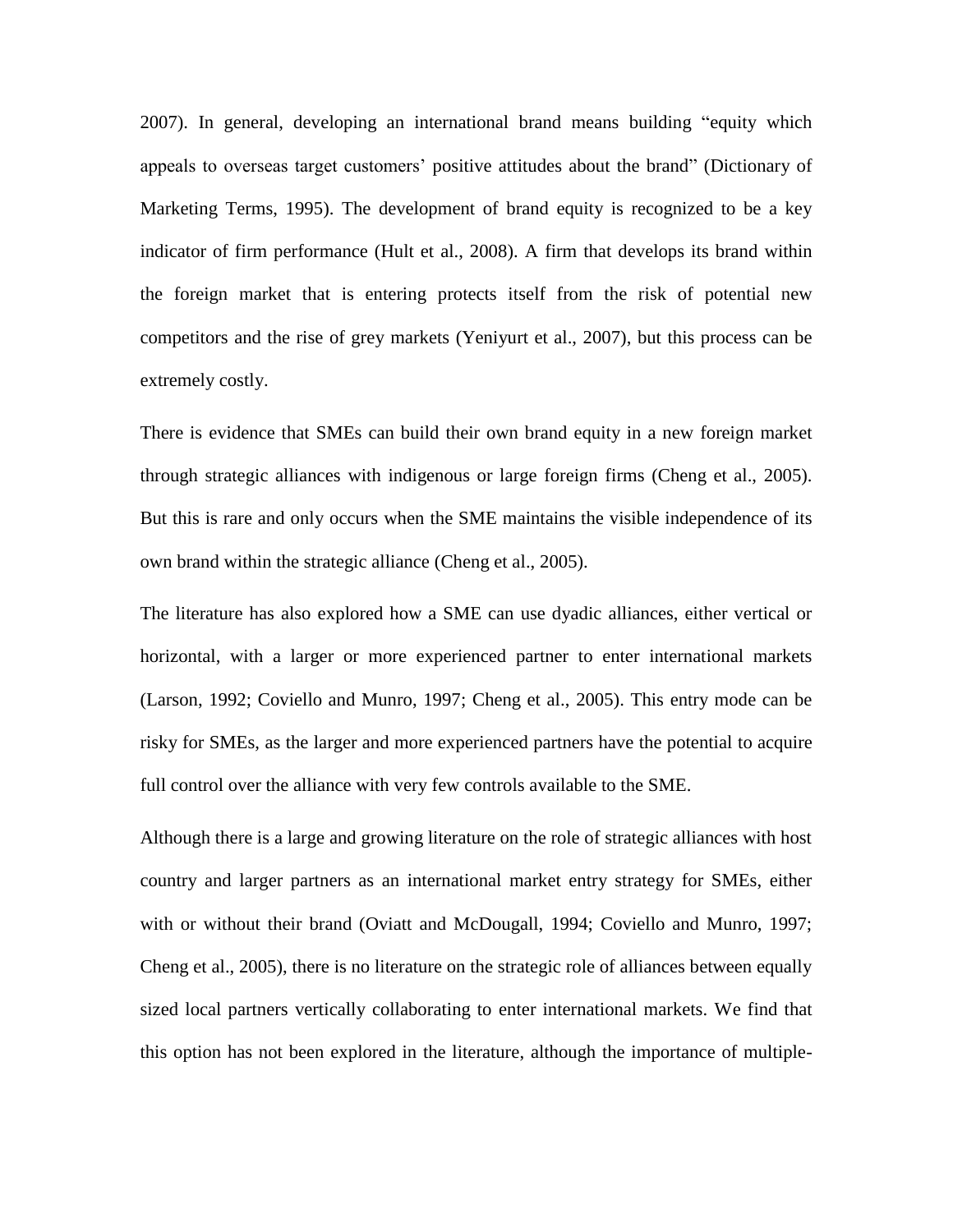2007). In general, developing an international brand means building "equity which appeals to overseas target customers' positive attitudes about the brand" (Dictionary of Marketing Terms, 1995). The development of brand equity is recognized to be a key indicator of firm performance (Hult et al., 2008). A firm that develops its brand within the foreign market that is entering protects itself from the risk of potential new competitors and the rise of grey markets (Yeniyurt et al., 2007), but this process can be extremely costly.

There is evidence that SMEs can build their own brand equity in a new foreign market through strategic alliances with indigenous or large foreign firms (Cheng et al., 2005). But this is rare and only occurs when the SME maintains the visible independence of its own brand within the strategic alliance (Cheng et al., 2005).

The literature has also explored how a SME can use dyadic alliances, either vertical or horizontal, with a larger or more experienced partner to enter international markets (Larson, 1992; Coviello and Munro, 1997; Cheng et al., 2005). This entry mode can be risky for SMEs, as the larger and more experienced partners have the potential to acquire full control over the alliance with very few controls available to the SME.

Although there is a large and growing literature on the role of strategic alliances with host country and larger partners as an international market entry strategy for SMEs, either with or without their brand (Oviatt and McDougall, 1994; Coviello and Munro, 1997; Cheng et al., 2005), there is no literature on the strategic role of alliances between equally sized local partners vertically collaborating to enter international markets. We find that this option has not been explored in the literature, although the importance of multiple-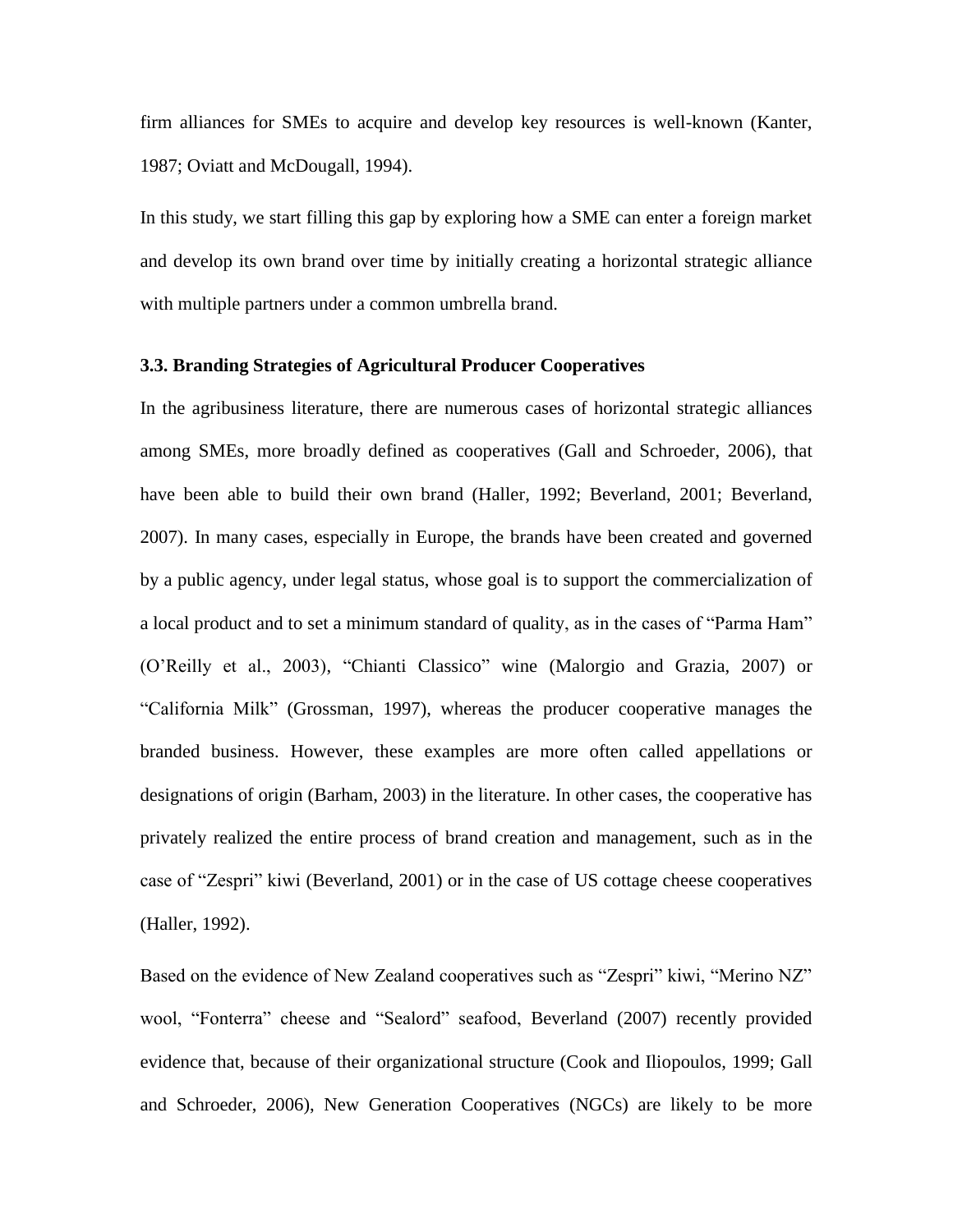firm alliances for SMEs to acquire and develop key resources is well-known (Kanter, 1987; Oviatt and McDougall, 1994).

In this study, we start filling this gap by exploring how a SME can enter a foreign market and develop its own brand over time by initially creating a horizontal strategic alliance with multiple partners under a common umbrella brand.

### 3.3. Branding Strategies of Agricultural Producer Cooperatives

In the agribusiness literature, there are numerous cases of horizontal strategic alliances among SMEs, more broadly defined as cooperatives (Gall and Schroeder, 2006), that have been able to build their own brand (Haller, 1992; Beverland, 2001; Beverland, 2007). In many cases, especially in Europe, the brands have been created and governed by a public agency, under legal status, whose goal is to support the commercialization of a local product and to set a minimum standard of quality, as in the cases of "Parma Ham" (O'Reilly et al., 2003), "Chianti Classico" wine (Malorgio and Grazia, 2007) or "California Milk" (Grossman, 1997), whereas the producer cooperative manages the branded business. However, these examples are more often called appellations or designations of origin (Barham, 2003) in the literature. In other cases, the cooperative has privately realized the entire process of brand creation and management, such as in the case of "Zespri" kiwi (Beverland, 2001) or in the case of US cottage cheese cooperatives (Haller, 1992).

Based on the evidence of New Zealand cooperatives such as "Zespri" kiwi, "Merino NZ" wool, "Fonterra" cheese and "Sealord" seafood, Beverland (2007) recently provided evidence that, because of their organizational structure (Cook and Iliopoulos, 1999; Gall and Schroeder, 2006), New Generation Cooperatives (NGCs) are likely to be more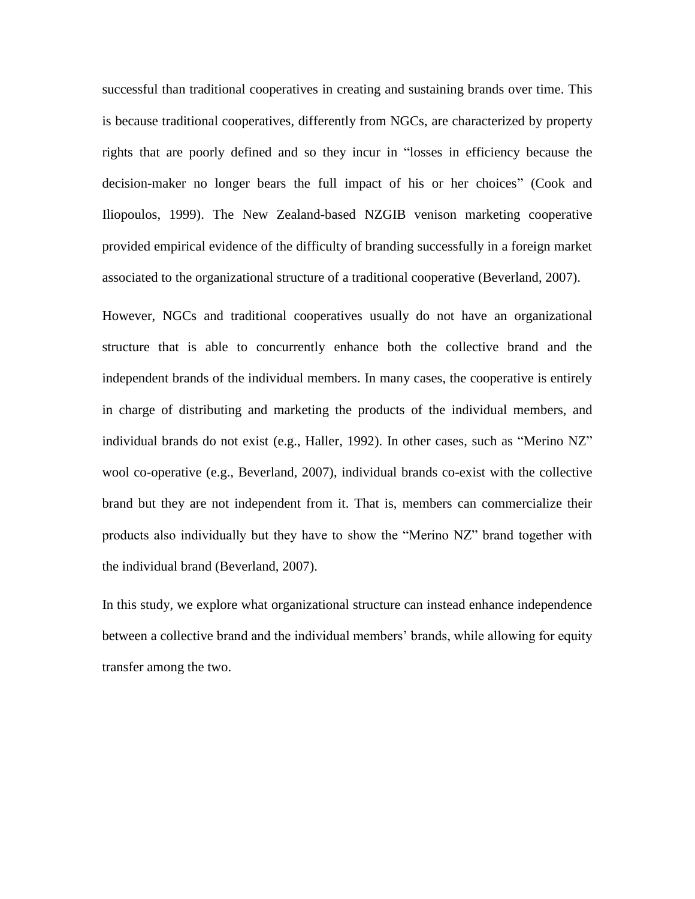successful than traditional cooperatives in creating and sustaining brands over time. This is because traditional cooperatives, differently from NGCs, are characterized by property rights that are poorly defined and so they incur in "losses in efficiency because the decision-maker no longer bears the full impact of his or her choices" (Cook and Iliopoulos, 1999). The New Zealand-based NZGIB venison marketing cooperative provided empirical evidence of the difficulty of branding successfully in a foreign market associated to the organizational structure of a traditional cooperative (Beverland, 2007).

However, NGCs and traditional cooperatives usually do not have an organizational structure that is able to concurrently enhance both the collective brand and the independent brands of the individual members. In many cases, the cooperative is entirely in charge of distributing and marketing the products of the individual members, and individual brands do not exist (e.g., Haller, 1992). In other cases, such as "Merino NZ" wool co-operative (e.g., Beverland, 2007), individual brands co-exist with the collective brand but they are not independent from it. That is, members can commercialize their products also individually but they have to show the "Merino NZ" brand together with the individual brand (Beverland, 2007).

In this study, we explore what organizational structure can instead enhance independence between a collective brand and the individual members' brands, while allowing for equity transfer among the two.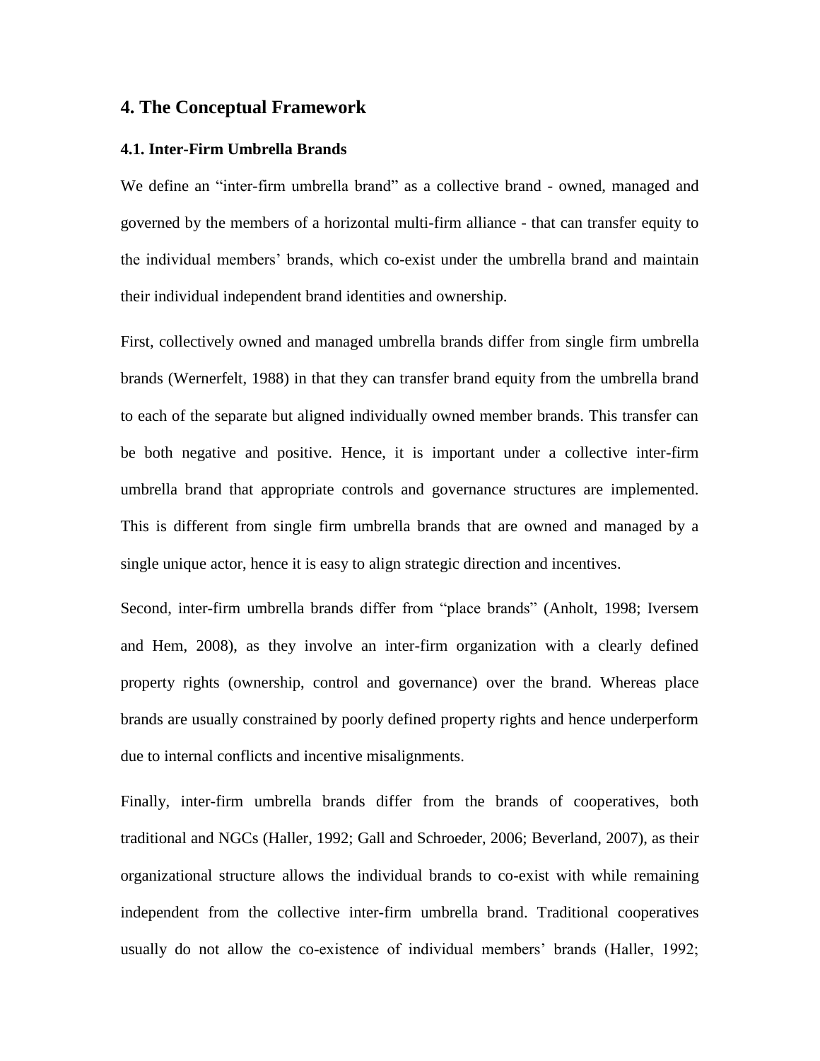## 4. The Conceptual Framework

### 4.1. Inter-Firm Umbrella Brands

We define an "inter-firm umbrella brand" as a collective brand - owned, managed and governed by the members of a horizontal multi-firm alliance - that can transfer equity to the individual members' brands, which co-exist under the umbrella brand and maintain their individual independent brand identities and ownership.

First, collectively owned and managed umbrella brands differ from single firm umbrella brands (Wernerfelt, 1988) in that they can transfer brand equity from the umbrella brand to each of the separate but aligned individually owned member brands. This transfer can be both negative and positive. Hence, it is important under a collective inter-firm umbrella brand that appropriate controls and governance structures are implemented. This is different from single firm umbrella brands that are owned and managed by a single unique actor, hence it is easy to align strategic direction and incentives.

Second, inter-firm umbrella brands differ from "place brands" (Anholt, 1998; Iversem and Hem, 2008), as they involve an inter-firm organization with a clearly defined property rights (ownership, control and governance) over the brand. Whereas place brands are usually constrained by poorly defined property rights and hence underperform due to internal conflicts and incentive misalignments.

Finally, inter-firm umbrella brands differ from the brands of cooperatives, both traditional and NGCs (Haller, 1992; Gall and Schroeder, 2006; Beverland, 2007), as their organizational structure allows the individual brands to co-exist with while remaining independent from the collective inter-firm umbrella brand. Traditional cooperatives usually do not allow the co-existence of individual members' brands (Haller, 1992;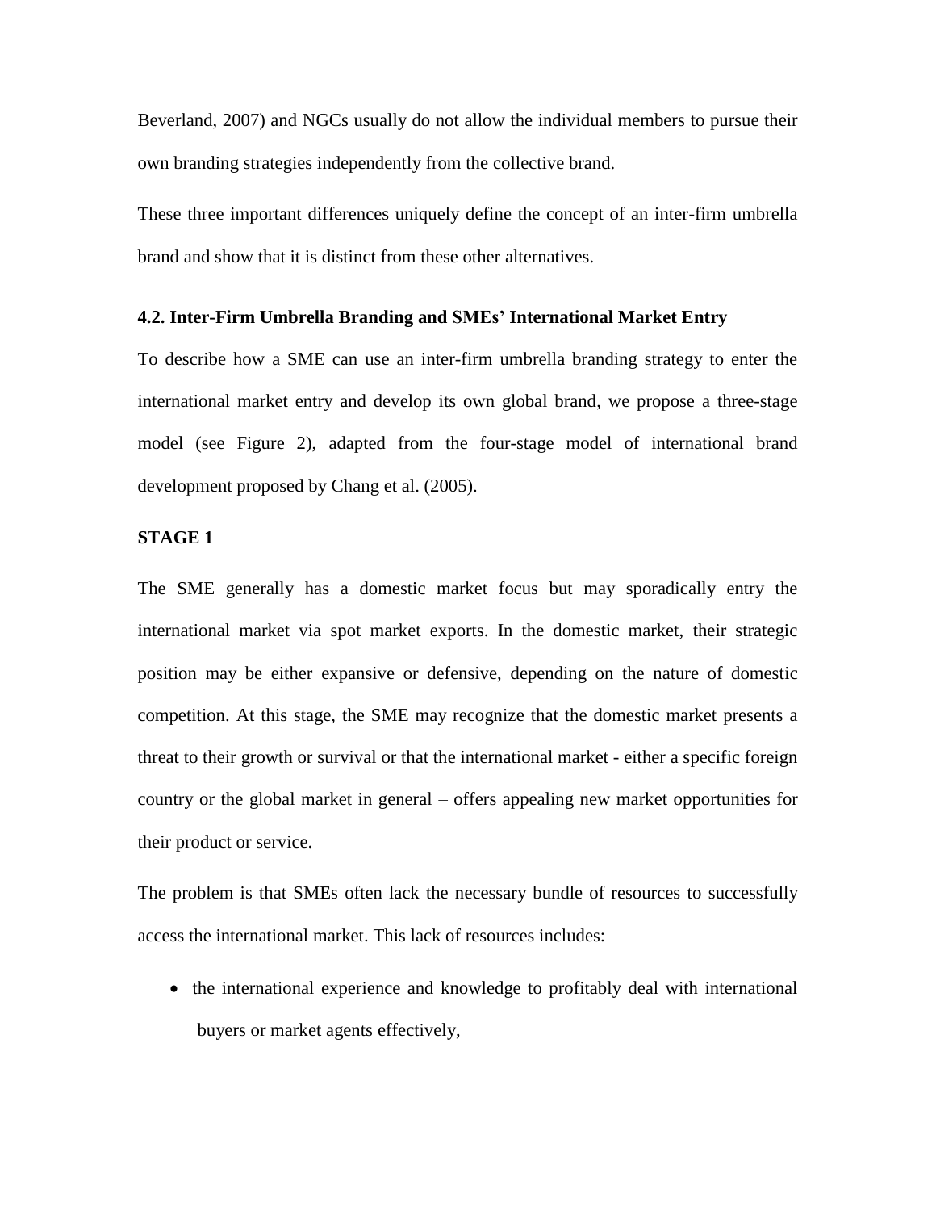Beverland, 2007) and NGCs usually do not allow the individual members to pursue their own branding strategies independently from the collective brand.

These three important differences uniquely define the concept of an inter-firm umbrella brand and show that it is distinct from these other alternatives.

### 4.2. Inter-Firm Umbrella Branding and SMEs' International Market Entry

To describe how a SME can use an inter-firm umbrella branding strategy to enter the international market entry and develop its own global brand, we propose a three-stage model (see Figure 2), adapted from the four-stage model of international brand development proposed by Chang et al. (2005).

#### STAGE 1

The SME generally has a domestic market focus but may sporadically entry the international market via spot market exports. In the domestic market, their strategic position may be either expansive or defensive, depending on the nature of domestic competition. At this stage, the SME may recognize that the domestic market presents a threat to their growth or survival or that the international market - either a specific foreign country or the global market in general – offers appealing new market opportunities for their product or service.

The problem is that SMEs often lack the necessary bundle of resources to successfully access the international market. This lack of resources includes:

- the international experience and knowledge to profitably deal with international buyers or market agents effectively,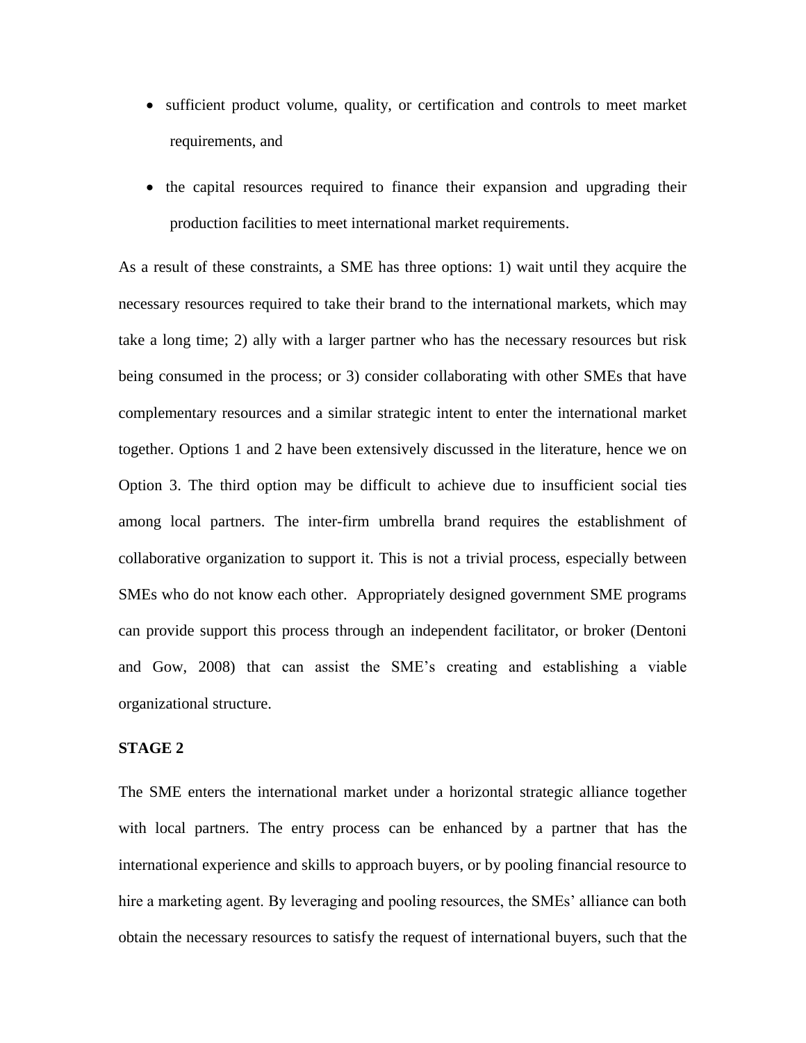- sufficient product volume, quality, or certification and controls to meet market requirements, and
- the capital resources required to finance their expansion and upgrading their production facilities to meet international market requirements.

As a result of these constraints, a SME has three options: 1) wait until they acquire the necessary resources required to take their brand to the international markets, which may take a long time; 2) ally with a larger partner who has the necessary resources but risk being consumed in the process; or 3) consider collaborating with other SMEs that have complementary resources and a similar strategic intent to enter the international market together. Options 1 and 2 have been extensively discussed in the literature, hence we on Option 3. The third option may be difficult to achieve due to insufficient social ties among local partners. The inter-firm umbrella brand requires the establishment of collaborative organization to support it. This is not a trivial process, especially between SMEs who do not know each other. Appropriately designed government SME programs can provide support this process through an independent facilitator, or broker (Dentoni and Gow, 2008) that can assist the SME's creating and establishing a viable organizational structure.

**STAGE 2**

The SME enters the international market under a horizontal strategic alliance together with local partners. The entry process can be enhanced by a partner that has the international experience and skills to approach buyers, or by pooling financial resource to hire a marketing agent. By leveraging and pooling resources, the SMEs' alliance can both obtain the necessary resources to satisfy the request of international buyers, such that the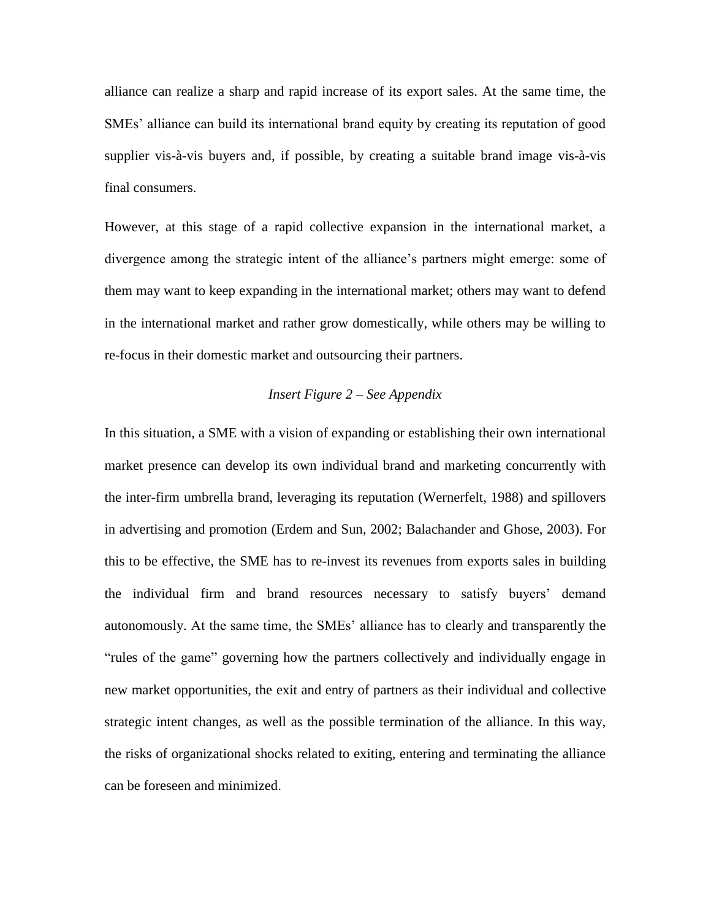alliance can realize a sharp and rapid increase of its export sales. At the same time, the SMEs' alliance can build its international brand equity by creating its reputation of good supplier vis-à-vis buyers and, if possible, by creating a suitable brand image vis-à-vis final consumers.

However, at this stage of a rapid collective expansion in the international market, a divergence among the strategic intent of the alliance's partners might emerge: some of them may want to keep expanding in the international market; others may want to defend in the international market and rather grow domestically, while others may be willing to re-focus in their domestic market and outsourcing their partners.

*Insert Figure 2 – See Appendix*

In this situation, a SME with a vision of expanding or establishing their own international market presence can develop its own individual brand and marketing concurrently with the inter-firm umbrella brand, leveraging its reputation (Wernerfelt, 1988) and spillovers in advertising and promotion (Erdem and Sun, 2002; Balachander and Ghose, 2003). For this to be effective, the SME has to re-invest its revenues from exports sales in building the individual firm and brand resources necessary to satisfy buyers' demand autonomously. At the same time, the SMEs' alliance has to clearly and transparently the "rules of the game" governing how the partners collectively and individually engage in new market opportunities, the exit and entry of partners as their individual and collective strategic intent changes, as well as the possible termination of the alliance. In this way, the risks of organizational shocks related to exiting, entering and terminating the alliance can be foreseen and minimized.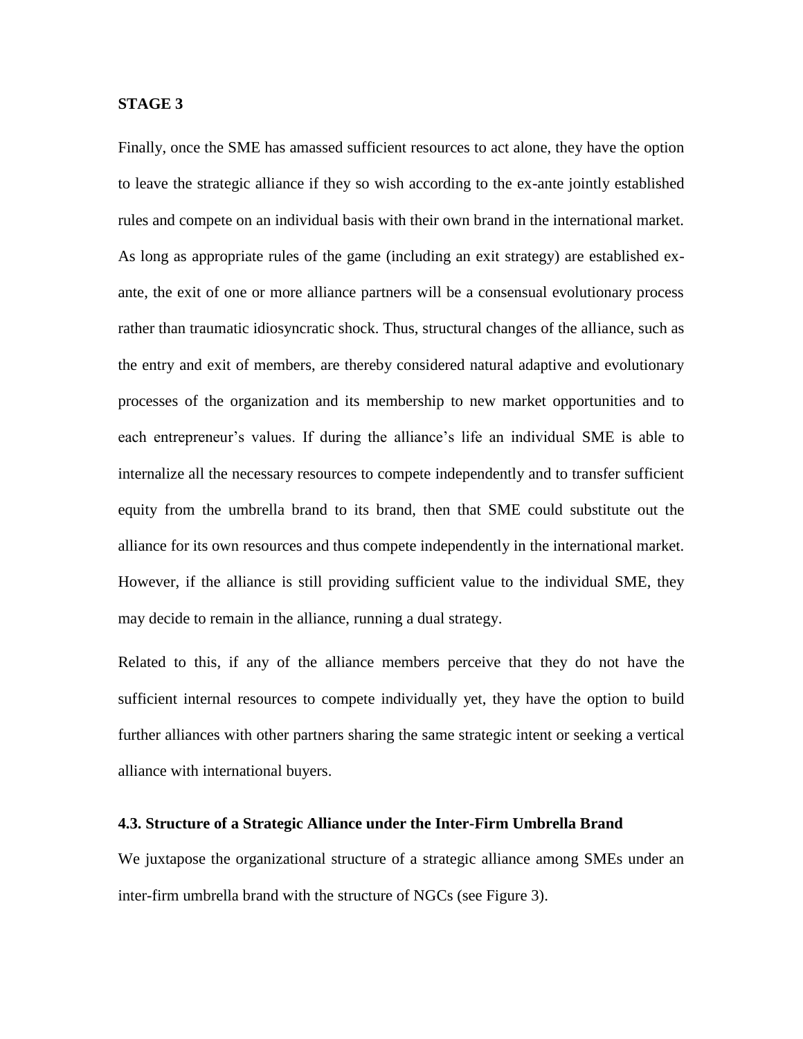**STAGE 3**

Finally, once the SME has amassed sufficient resources to act alone, they have the option to leave the strategic alliance if they so wish according to the ex-ante jointly established rules and compete on an individual basis with their own brand in the international market. As long as appropriate rules of the game (including an exit strategy) are established ex-ante, the exit of one or more alliance partners will be a consensual evolutionary process rather than traumatic idiosyncratic shock. Thus, structural changes of the alliance, such as the entry and exit of members, are thereby considered natural adaptive and evolutionary processes of the organization and its membership to new market opportunities and to each entrepreneur's values. If during the alliance's life an individual SME is able to internalize all the necessary resources to compete independently and to transfer sufficient equity from the umbrella brand to its brand, then that SME could substitute out the alliance for its own resources and thus compete independently in the international market. However, if the alliance is still providing sufficient value to the individual SME, they may decide to remain in the alliance, running a dual strategy.

Related to this, if any of the alliance members perceive that they do not have the sufficient internal resources to compete individually yet, they have the option to build further alliances with other partners sharing the same strategic intent or seeking a vertical alliance with international buyers.

### 4.3. Structure of a Strategic Alliance under the Inter-Firm Umbrella Brand

We juxtapose the organizational structure of a strategic alliance among SMEs under an inter-firm umbrella brand with the structure of NGCs (see Figure 3).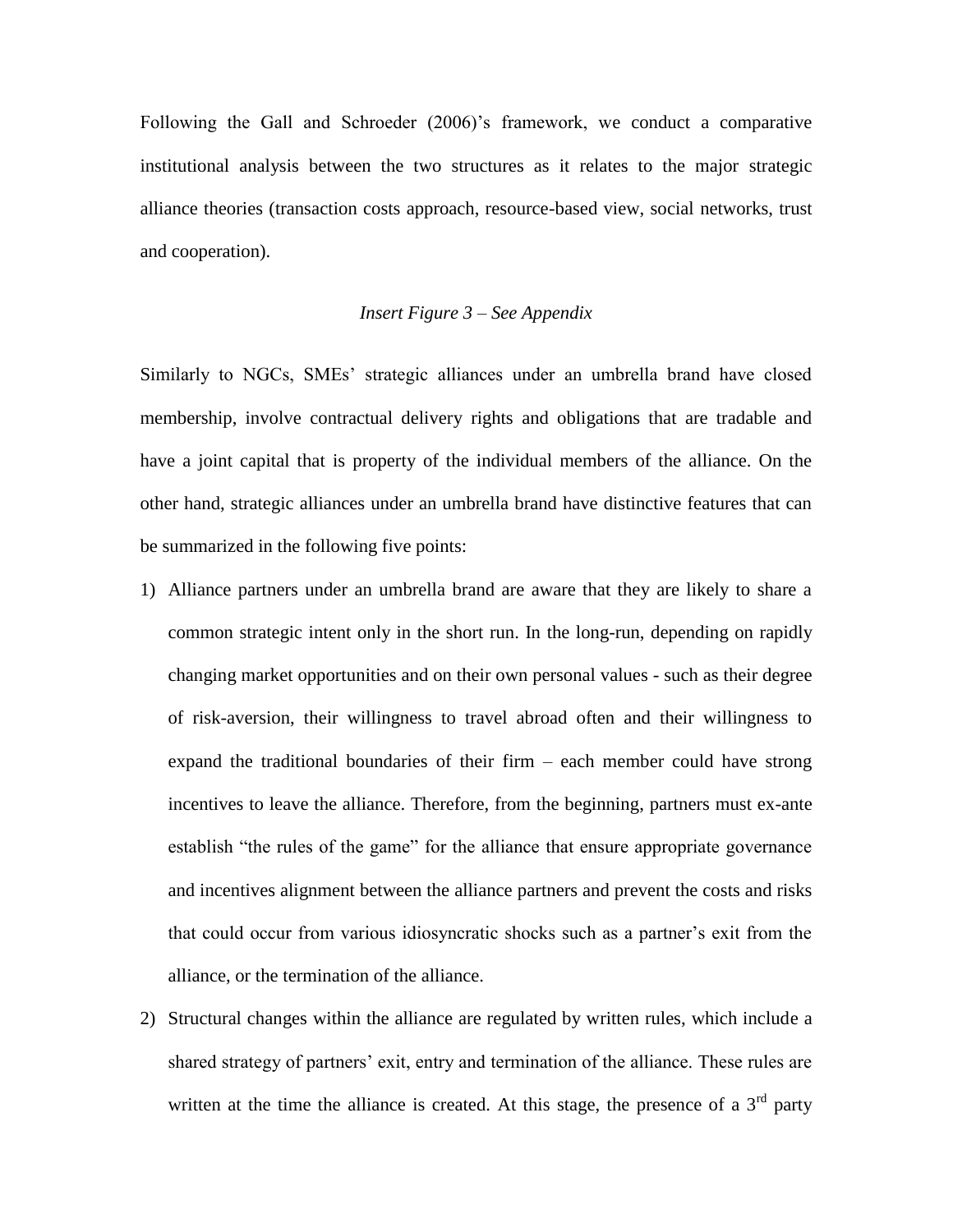Following the Gall and Schroeder (2006)'s framework, we conduct a comparative institutional analysis between the two structures as it relates to the major strategic alliance theories (transaction costs approach, resource-based view, social networks, trust and cooperation).

*Insert Figure 3 – See Appendix*

Similarly to NGCs, SMEs' strategic alliances under an umbrella brand have closed membership, involve contractual delivery rights and obligations that are tradable and have a joint capital that is property of the individual members of the alliance. On the other hand, strategic alliances under an umbrella brand have distinctive features that can be summarized in the following five points:

1) Alliance partners under an umbrella brand are aware that they are likely to share a common strategic intent only in the short run. In the long-run, depending on rapidly changing market opportunities and on their own personal values - such as their degree of risk-aversion, their willingness to travel abroad often and their willingness to expand the traditional boundaries of their firm – each member could have strong incentives to leave the alliance. Therefore, from the beginning, partners must ex-ante establish "the rules of the game" for the alliance that ensure appropriate governance and incentives alignment between the alliance partners and prevent the costs and risks that could occur from various idiosyncratic shocks such as a partner's exit from the alliance, or the termination of the alliance.
2) Structural changes within the alliance are regulated by written rules, which include a shared strategy of partners' exit, entry and termination of the alliance. These rules are written at the time the alliance is created. At this stage, the presence of a 3rd party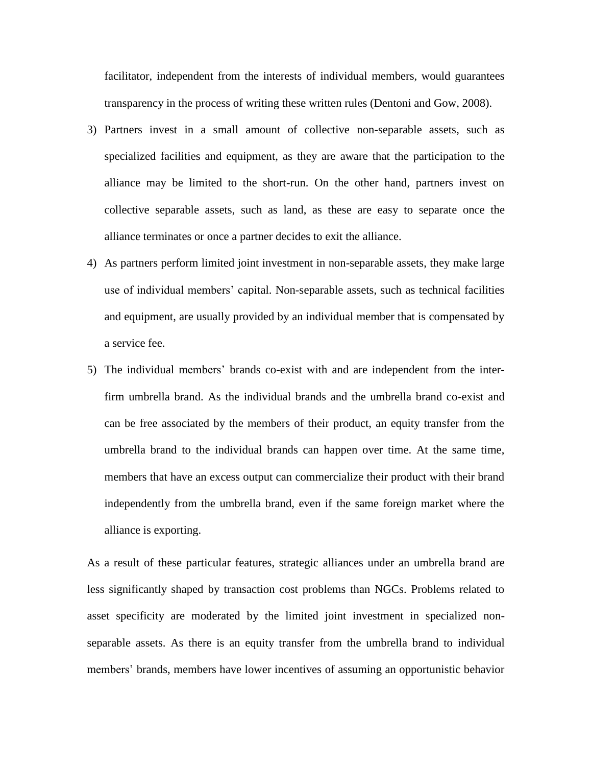facilitator, independent from the interests of individual members, would guarantees transparency in the process of writing these written rules (Dentoni and Gow, 2008).

3) Partners invest in a small amount of collective non-separable assets, such as specialized facilities and equipment, as they are aware that the participation to the alliance may be limited to the short-run. On the other hand, partners invest on collective separable assets, such as land, as these are easy to separate once the alliance terminates or once a partner decides to exit the alliance.
4) As partners perform limited joint investment in non-separable assets, they make large use of individual members' capital. Non-separable assets, such as technical facilities and equipment, are usually provided by an individual member that is compensated by a service fee.
5) The individual members' brands co-exist with and are independent from the inter-firm umbrella brand. As the individual brands and the umbrella brand co-exist and can be free associated by the members of their product, an equity transfer from the umbrella brand to the individual brands can happen over time. At the same time, members that have an excess output can commercialize their product with their brand independently from the umbrella brand, even if the same foreign market where the alliance is exporting.

As a result of these particular features, strategic alliances under an umbrella brand are less significantly shaped by transaction cost problems than NGCs. Problems related to asset specificity are moderated by the limited joint investment in specialized non-separable assets. As there is an equity transfer from the umbrella brand to individual members' brands, members have lower incentives of assuming an opportunistic behavior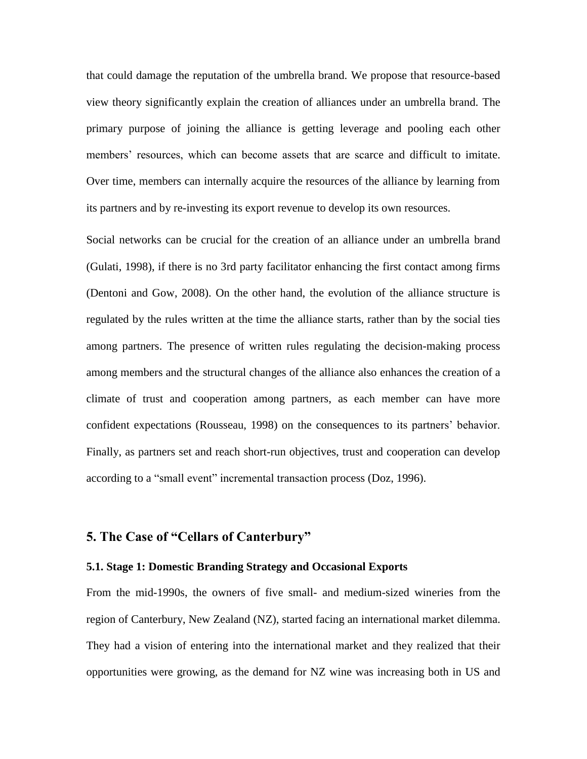that could damage the reputation of the umbrella brand. We propose that resource-based view theory significantly explain the creation of alliances under an umbrella brand. The primary purpose of joining the alliance is getting leverage and pooling each other members' resources, which can become assets that are scarce and difficult to imitate. Over time, members can internally acquire the resources of the alliance by learning from its partners and by re-investing its export revenue to develop its own resources.

Social networks can be crucial for the creation of an alliance under an umbrella brand (Gulati, 1998), if there is no 3rd party facilitator enhancing the first contact among firms (Dentoni and Gow, 2008). On the other hand, the evolution of the alliance structure is regulated by the rules written at the time the alliance starts, rather than by the social ties among partners. The presence of written rules regulating the decision-making process among members and the structural changes of the alliance also enhances the creation of a climate of trust and cooperation among partners, as each member can have more confident expectations (Rousseau, 1998) on the consequences to its partners' behavior. Finally, as partners set and reach short-run objectives, trust and cooperation can develop according to a "small event" incremental transaction process (Doz, 1996).

## 5. The Case of "Cellars of Canterbury"

### 5.1. Stage 1: Domestic Branding Strategy and Occasional Exports

From the mid-1990s, the owners of five small- and medium-sized wineries from the region of Canterbury, New Zealand (NZ), started facing an international market dilemma. They had a vision of entering into the international market and they realized that their opportunities were growing, as the demand for NZ wine was increasing both in US and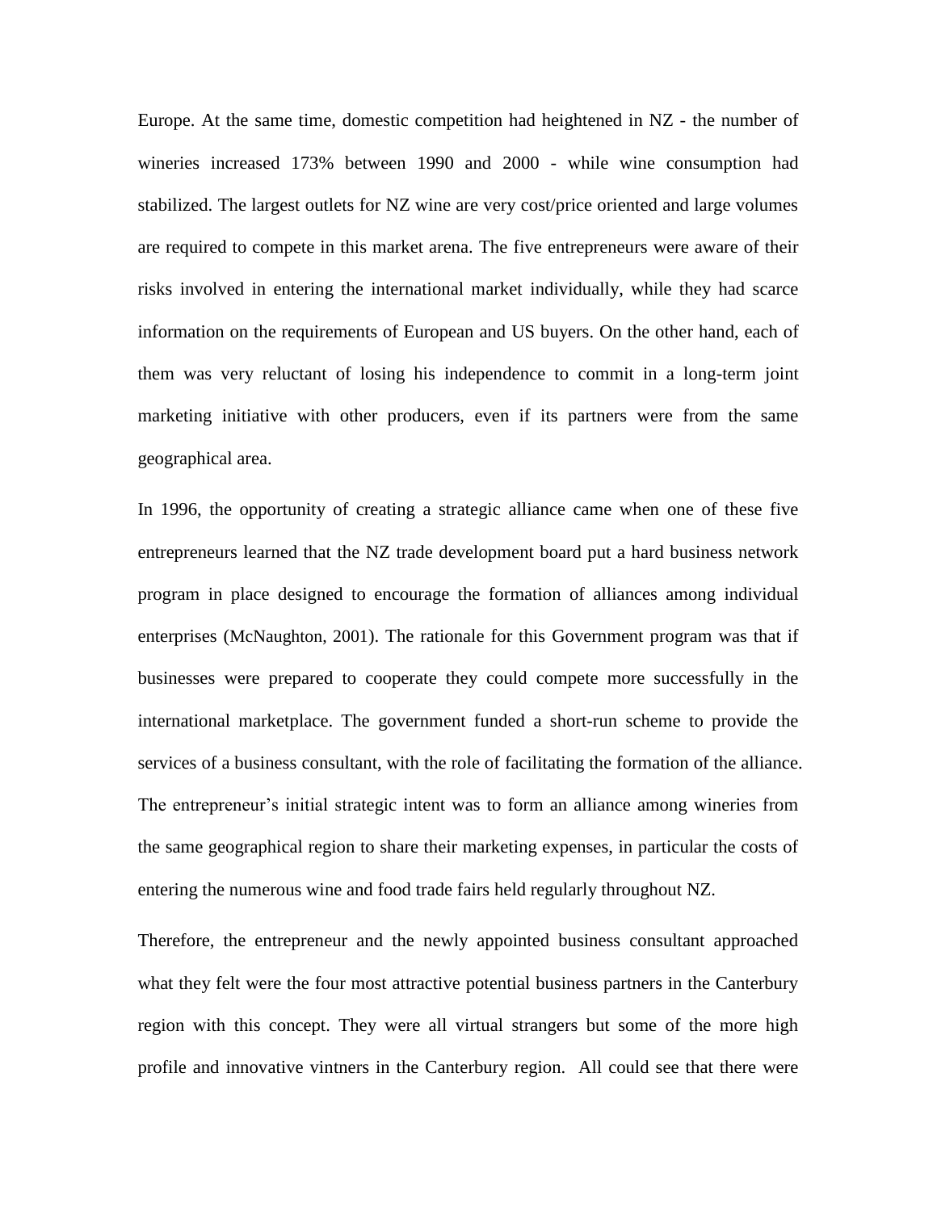Europe. At the same time, domestic competition had heightened in NZ - the number of wineries increased 173% between 1990 and 2000 - while wine consumption had stabilized. The largest outlets for NZ wine are very cost/price oriented and large volumes are required to compete in this market arena. The five entrepreneurs were aware of their risks involved in entering the international market individually, while they had scarce information on the requirements of European and US buyers. On the other hand, each of them was very reluctant of losing his independence to commit in a long-term joint marketing initiative with other producers, even if its partners were from the same geographical area.

In 1996, the opportunity of creating a strategic alliance came when one of these five entrepreneurs learned that the NZ trade development board put a hard business network program in place designed to encourage the formation of alliances among individual enterprises (McNaughton, 2001). The rationale for this Government program was that if businesses were prepared to cooperate they could compete more successfully in the international marketplace. The government funded a short-run scheme to provide the services of a business consultant, with the role of facilitating the formation of the alliance. The entrepreneur's initial strategic intent was to form an alliance among wineries from the same geographical region to share their marketing expenses, in particular the costs of entering the numerous wine and food trade fairs held regularly throughout NZ.

Therefore, the entrepreneur and the newly appointed business consultant approached what they felt were the four most attractive potential business partners in the Canterbury region with this concept. They were all virtual strangers but some of the more high profile and innovative vintners in the Canterbury region. All could see that there were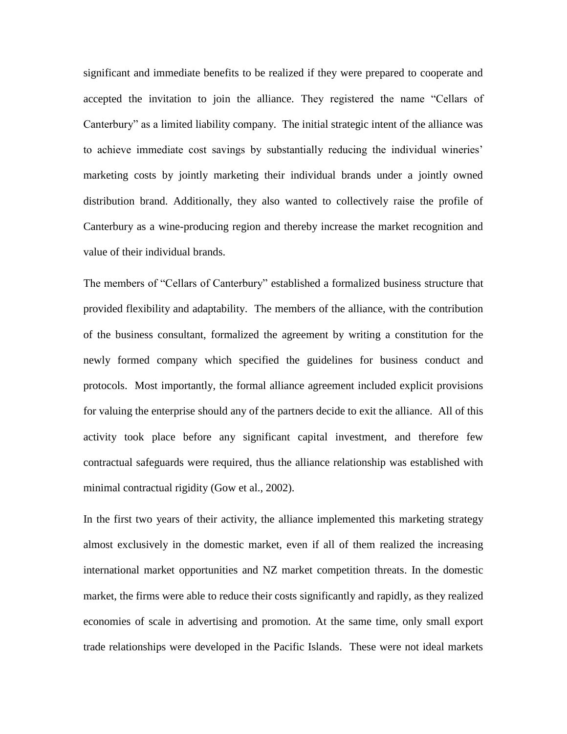significant and immediate benefits to be realized if they were prepared to cooperate and accepted the invitation to join the alliance. They registered the name "Cellars of Canterbury" as a limited liability company. The initial strategic intent of the alliance was to achieve immediate cost savings by substantially reducing the individual wineries' marketing costs by jointly marketing their individual brands under a jointly owned distribution brand. Additionally, they also wanted to collectively raise the profile of Canterbury as a wine-producing region and thereby increase the market recognition and value of their individual brands.

The members of "Cellars of Canterbury" established a formalized business structure that provided flexibility and adaptability. The members of the alliance, with the contribution of the business consultant, formalized the agreement by writing a constitution for the newly formed company which specified the guidelines for business conduct and protocols. Most importantly, the formal alliance agreement included explicit provisions for valuing the enterprise should any of the partners decide to exit the alliance. All of this activity took place before any significant capital investment, and therefore few contractual safeguards were required, thus the alliance relationship was established with minimal contractual rigidity (Gow et al., 2002).

In the first two years of their activity, the alliance implemented this marketing strategy almost exclusively in the domestic market, even if all of them realized the increasing international market opportunities and NZ market competition threats. In the domestic market, the firms were able to reduce their costs significantly and rapidly, as they realized economies of scale in advertising and promotion. At the same time, only small export trade relationships were developed in the Pacific Islands. These were not ideal markets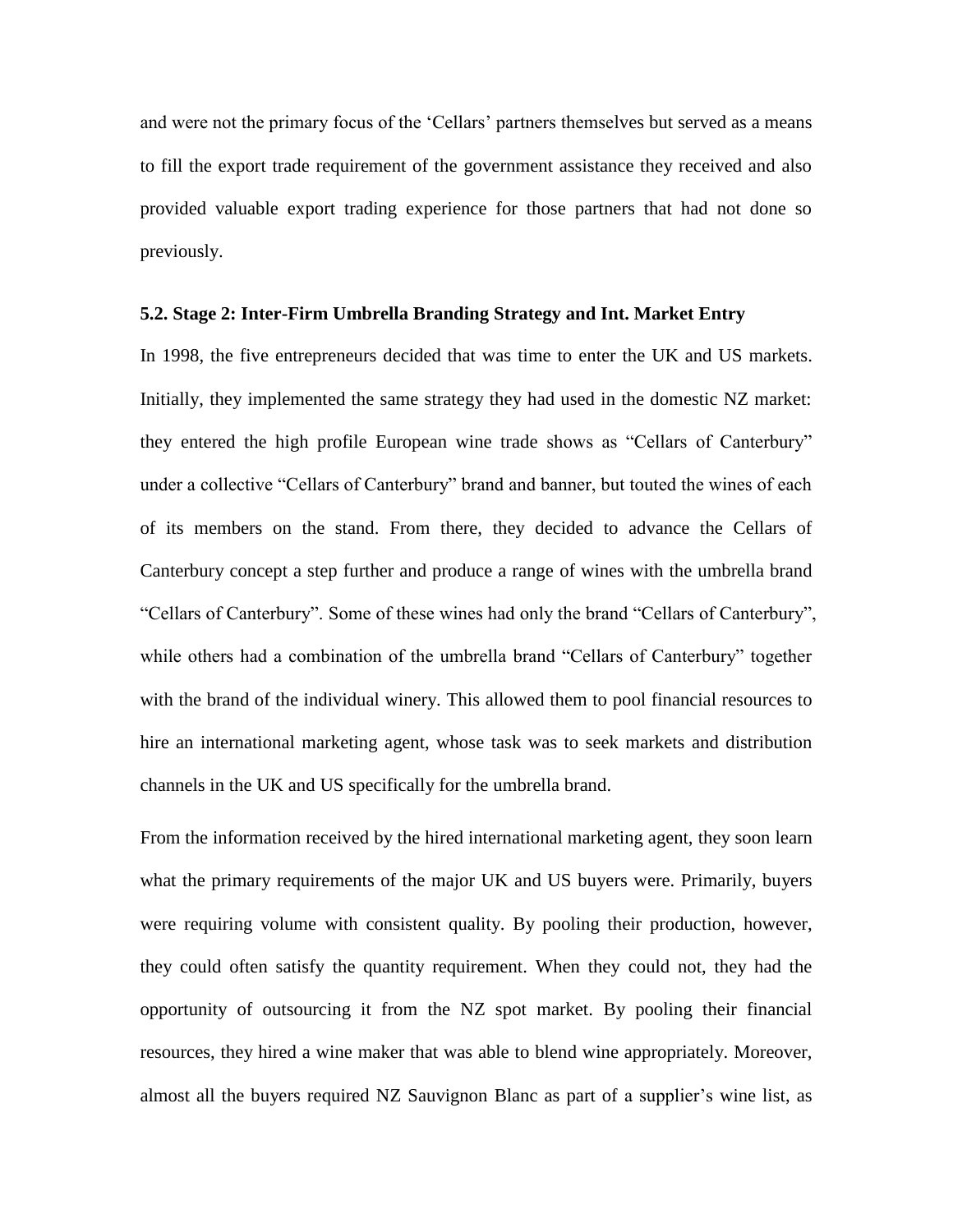and were not the primary focus of the 'Cellars' partners themselves but served as a means to fill the export trade requirement of the government assistance they received and also provided valuable export trading experience for those partners that had not done so previously.

### 5.2. Stage 2: Inter-Firm Umbrella Branding Strategy and Int. Market Entry

In 1998, the five entrepreneurs decided that was time to enter the UK and US markets. Initially, they implemented the same strategy they had used in the domestic NZ market: they entered the high profile European wine trade shows as "Cellars of Canterbury" under a collective "Cellars of Canterbury" brand and banner, but touted the wines of each of its members on the stand. From there, they decided to advance the Cellars of Canterbury concept a step further and produce a range of wines with the umbrella brand "Cellars of Canterbury". Some of these wines had only the brand "Cellars of Canterbury", while others had a combination of the umbrella brand "Cellars of Canterbury" together with the brand of the individual winery. This allowed them to pool financial resources to hire an international marketing agent, whose task was to seek markets and distribution channels in the UK and US specifically for the umbrella brand.

From the information received by the hired international marketing agent, they soon learn what the primary requirements of the major UK and US buyers were. Primarily, buyers were requiring volume with consistent quality. By pooling their production, however, they could often satisfy the quantity requirement. When they could not, they had the opportunity of outsourcing it from the NZ spot market. By pooling their financial resources, they hired a wine maker that was able to blend wine appropriately. Moreover, almost all the buyers required NZ Sauvignon Blanc as part of a supplier's wine list, as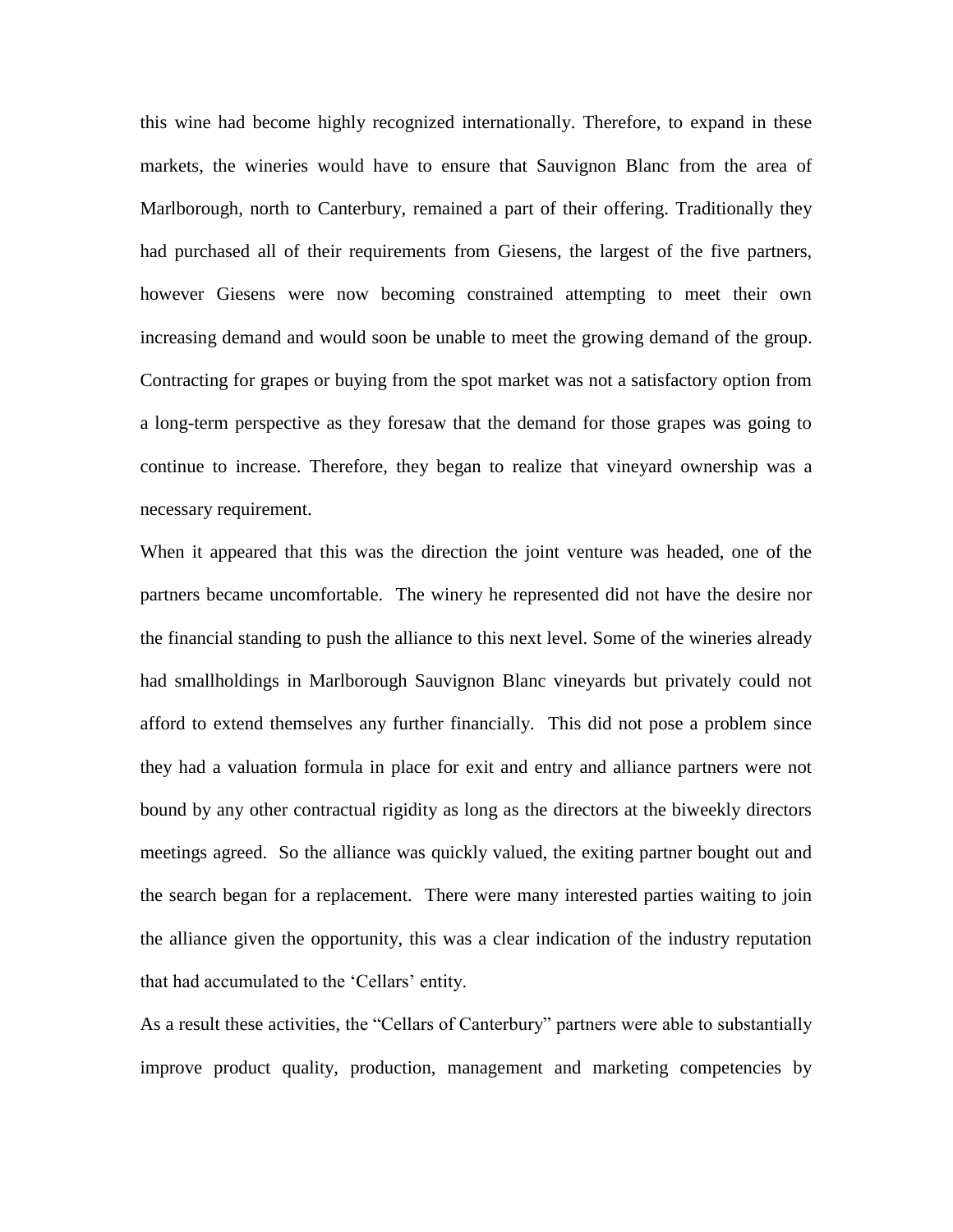this wine had become highly recognized internationally. Therefore, to expand in these markets, the wineries would have to ensure that Sauvignon Blanc from the area of Marlborough, north to Canterbury, remained a part of their offering. Traditionally they had purchased all of their requirements from Giesens, the largest of the five partners, however Giesens were now becoming constrained attempting to meet their own increasing demand and would soon be unable to meet the growing demand of the group. Contracting for grapes or buying from the spot market was not a satisfactory option from a long-term perspective as they foresaw that the demand for those grapes was going to continue to increase. Therefore, they began to realize that vineyard ownership was a necessary requirement.

When it appeared that this was the direction the joint venture was headed, one of the partners became uncomfortable. The winery he represented did not have the desire nor the financial standing to push the alliance to this next level. Some of the wineries already had smallholdings in Marlborough Sauvignon Blanc vineyards but privately could not afford to extend themselves any further financially. This did not pose a problem since they had a valuation formula in place for exit and entry and alliance partners were not bound by any other contractual rigidity as long as the directors at the biweekly directors meetings agreed. So the alliance was quickly valued, the exiting partner bought out and the search began for a replacement. There were many interested parties waiting to join the alliance given the opportunity, this was a clear indication of the industry reputation that had accumulated to the 'Cellars' entity.

As a result these activities, the "Cellars of Canterbury" partners were able to substantially improve product quality, production, management and marketing competencies by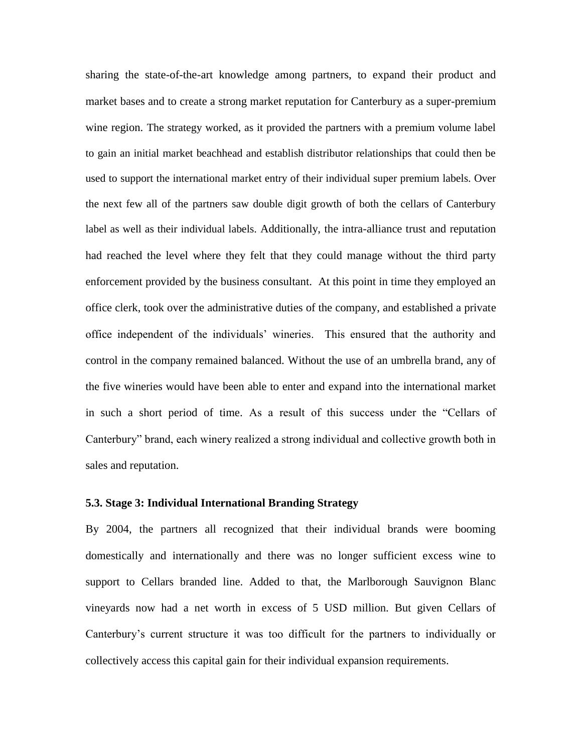sharing the state-of-the-art knowledge among partners, to expand their product and market bases and to create a strong market reputation for Canterbury as a super-premium wine region. The strategy worked, as it provided the partners with a premium volume label to gain an initial market beachhead and establish distributor relationships that could then be used to support the international market entry of their individual super premium labels. Over the next few all of the partners saw double digit growth of both the cellars of Canterbury label as well as their individual labels. Additionally, the intra-alliance trust and reputation had reached the level where they felt that they could manage without the third party enforcement provided by the business consultant. At this point in time they employed an office clerk, took over the administrative duties of the company, and established a private office independent of the individuals' wineries. This ensured that the authority and control in the company remained balanced. Without the use of an umbrella brand, any of the five wineries would have been able to enter and expand into the international market in such a short period of time. As a result of this success under the "Cellars of Canterbury" brand, each winery realized a strong individual and collective growth both in sales and reputation.

### 5.3. Stage 3: Individual International Branding Strategy

By 2004, the partners all recognized that their individual brands were booming domestically and internationally and there was no longer sufficient excess wine to support to Cellars branded line. Added to that, the Marlborough Sauvignon Blanc vineyards now had a net worth in excess of 5 USD million. But given Cellars of Canterbury's current structure it was too difficult for the partners to individually or collectively access this capital gain for their individual expansion requirements.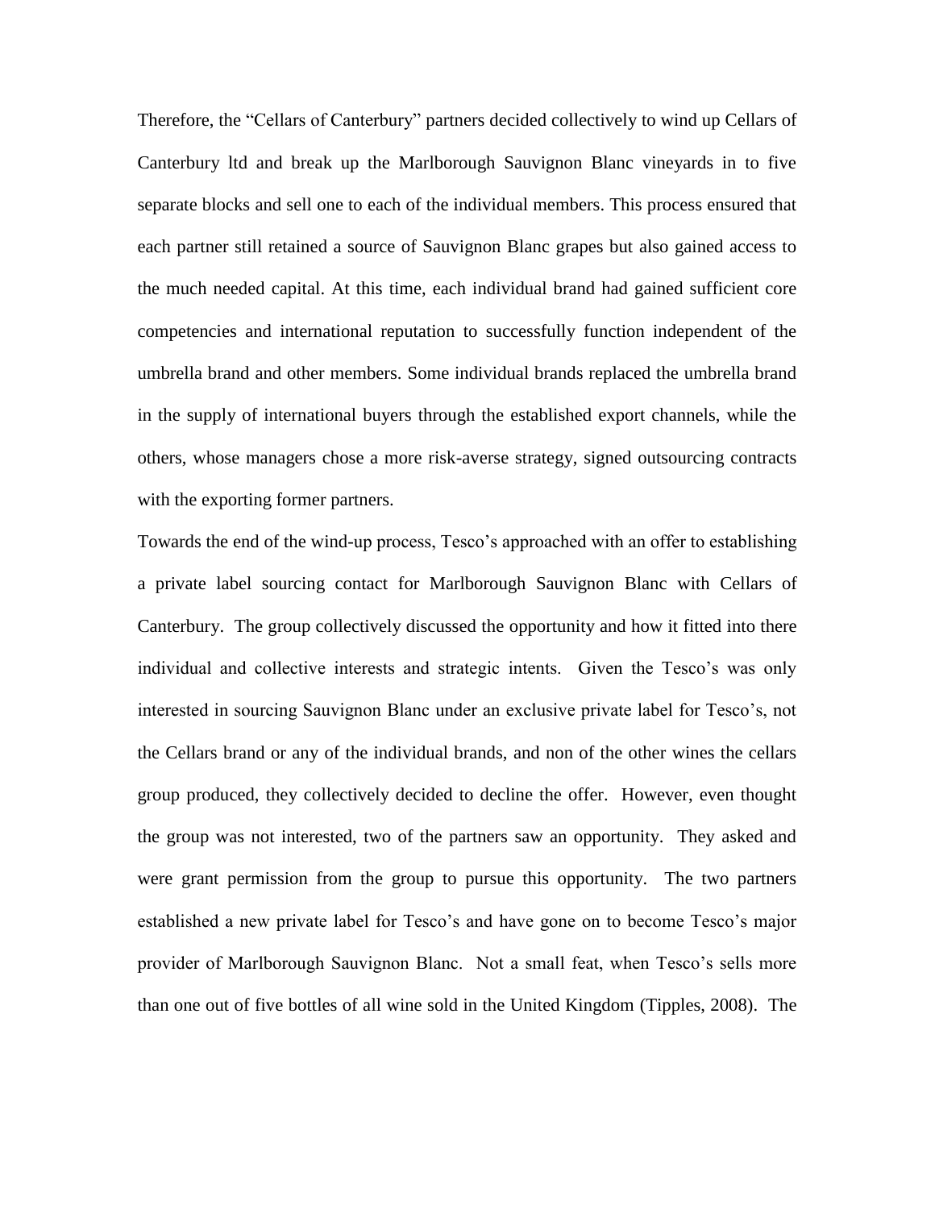Therefore, the "Cellars of Canterbury" partners decided collectively to wind up Cellars of Canterbury ltd and break up the Marlborough Sauvignon Blanc vineyards in to five separate blocks and sell one to each of the individual members. This process ensured that each partner still retained a source of Sauvignon Blanc grapes but also gained access to the much needed capital. At this time, each individual brand had gained sufficient core competencies and international reputation to successfully function independent of the umbrella brand and other members. Some individual brands replaced the umbrella brand in the supply of international buyers through the established export channels, while the others, whose managers chose a more risk-averse strategy, signed outsourcing contracts with the exporting former partners.

Towards the end of the wind-up process, Tesco's approached with an offer to establishing a private label sourcing contact for Marlborough Sauvignon Blanc with Cellars of Canterbury. The group collectively discussed the opportunity and how it fitted into there individual and collective interests and strategic intents. Given the Tesco's was only interested in sourcing Sauvignon Blanc under an exclusive private label for Tesco's, not the Cellars brand or any of the individual brands, and non of the other wines the cellars group produced, they collectively decided to decline the offer. However, even thought the group was not interested, two of the partners saw an opportunity. They asked and were grant permission from the group to pursue this opportunity. The two partners established a new private label for Tesco's and have gone on to become Tesco's major provider of Marlborough Sauvignon Blanc. Not a small feat, when Tesco's sells more than one out of five bottles of all wine sold in the United Kingdom (Tipples, 2008). The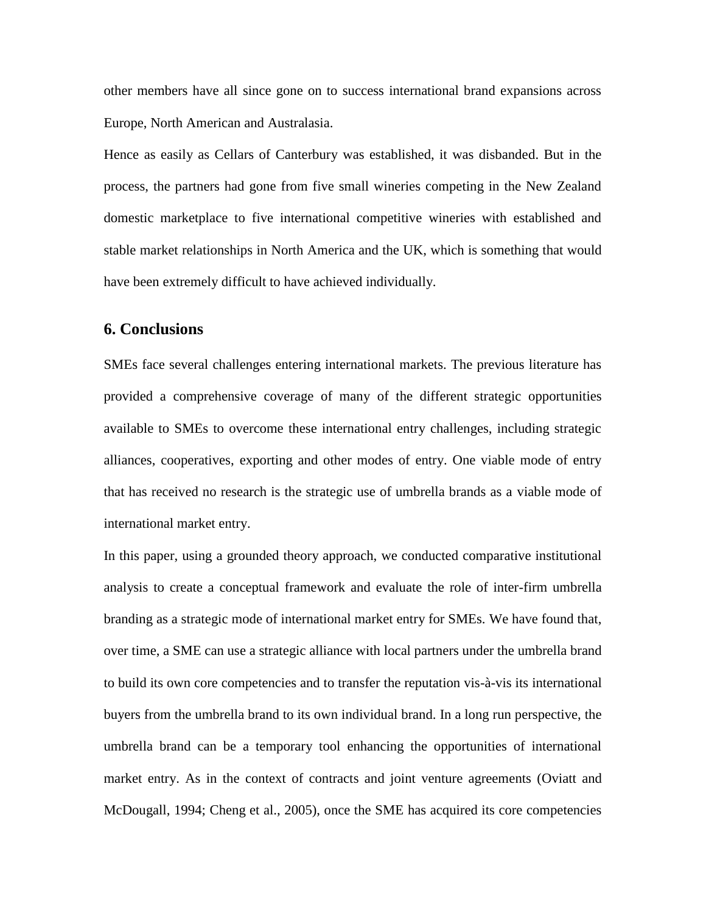other members have all since gone on to success international brand expansions across Europe, North American and Australasia.

Hence as easily as Cellars of Canterbury was established, it was disbanded. But in the process, the partners had gone from five small wineries competing in the New Zealand domestic marketplace to five international competitive wineries with established and stable market relationships in North America and the UK, which is something that would have been extremely difficult to have achieved individually.

## 6. Conclusions

SMEs face several challenges entering international markets. The previous literature has provided a comprehensive coverage of many of the different strategic opportunities available to SMEs to overcome these international entry challenges, including strategic alliances, cooperatives, exporting and other modes of entry. One viable mode of entry that has received no research is the strategic use of umbrella brands as a viable mode of international market entry.

In this paper, using a grounded theory approach, we conducted comparative institutional analysis to create a conceptual framework and evaluate the role of inter-firm umbrella branding as a strategic mode of international market entry for SMEs. We have found that, over time, a SME can use a strategic alliance with local partners under the umbrella brand to build its own core competencies and to transfer the reputation vis-à-vis its international buyers from the umbrella brand to its own individual brand. In a long run perspective, the umbrella brand can be a temporary tool enhancing the opportunities of international market entry. As in the context of contracts and joint venture agreements (Oviatt and McDougall, 1994; Cheng et al., 2005), once the SME has acquired its core competencies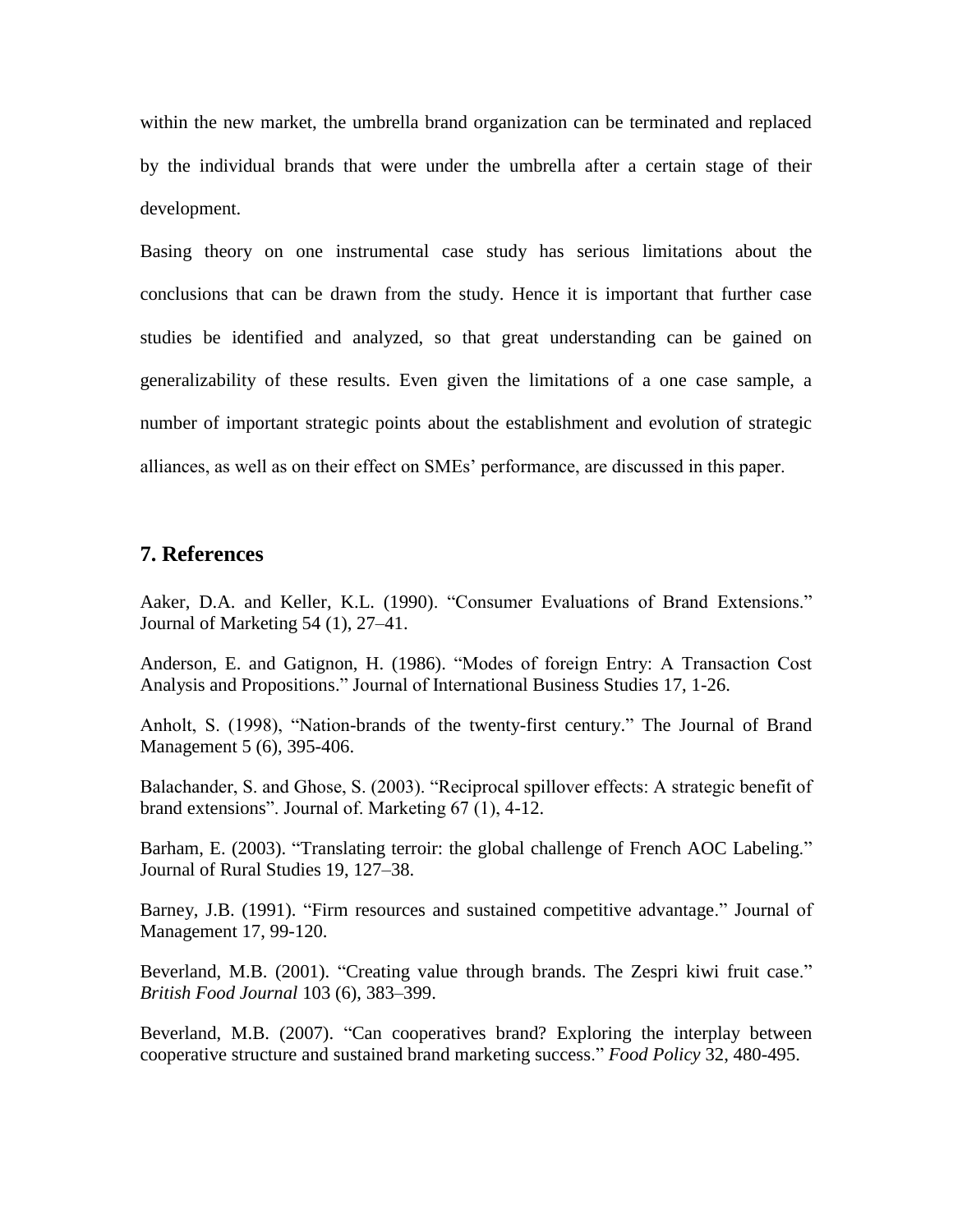within the new market, the umbrella brand organization can be terminated and replaced by the individual brands that were under the umbrella after a certain stage of their development.

Basing theory on one instrumental case study has serious limitations about the conclusions that can be drawn from the study. Hence it is important that further case studies be identified and analyzed, so that great understanding can be gained on generalizability of these results. Even given the limitations of a one case sample, a number of important strategic points about the establishment and evolution of strategic alliances, as well as on their effect on SMEs' performance, are discussed in this paper.

## 7. References

Aaker, D.A. and Keller, K.L. (1990). "Consumer Evaluations of Brand Extensions." Journal of Marketing 54 (1), 27–41.

Anderson, E. and Gatignon, H. (1986). "Modes of foreign Entry: A Transaction Cost Analysis and Propositions." Journal of International Business Studies 17, 1-26.

Anholt, S. (1998), "Nation-brands of the twenty-first century." The Journal of Brand Management 5 (6), 395-406.

Balachander, S. and Ghose, S. (2003). "Reciprocal spillover effects: A strategic benefit of brand extensions". Journal of. Marketing 67 (1), 4-12.

Barham, E. (2003). "Translating terroir: the global challenge of French AOC Labeling." Journal of Rural Studies 19, 127–38.

Barney, J.B. (1991). "Firm resources and sustained competitive advantage." Journal of Management 17, 99-120.

Beverland, M.B. (2001). "Creating value through brands. The Zespri kiwi fruit case." *British Food Journal* 103 (6), 383–399.

Beverland, M.B. (2007). "Can cooperatives brand? Exploring the interplay between cooperative structure and sustained brand marketing success." *Food Policy* 32, 480-495.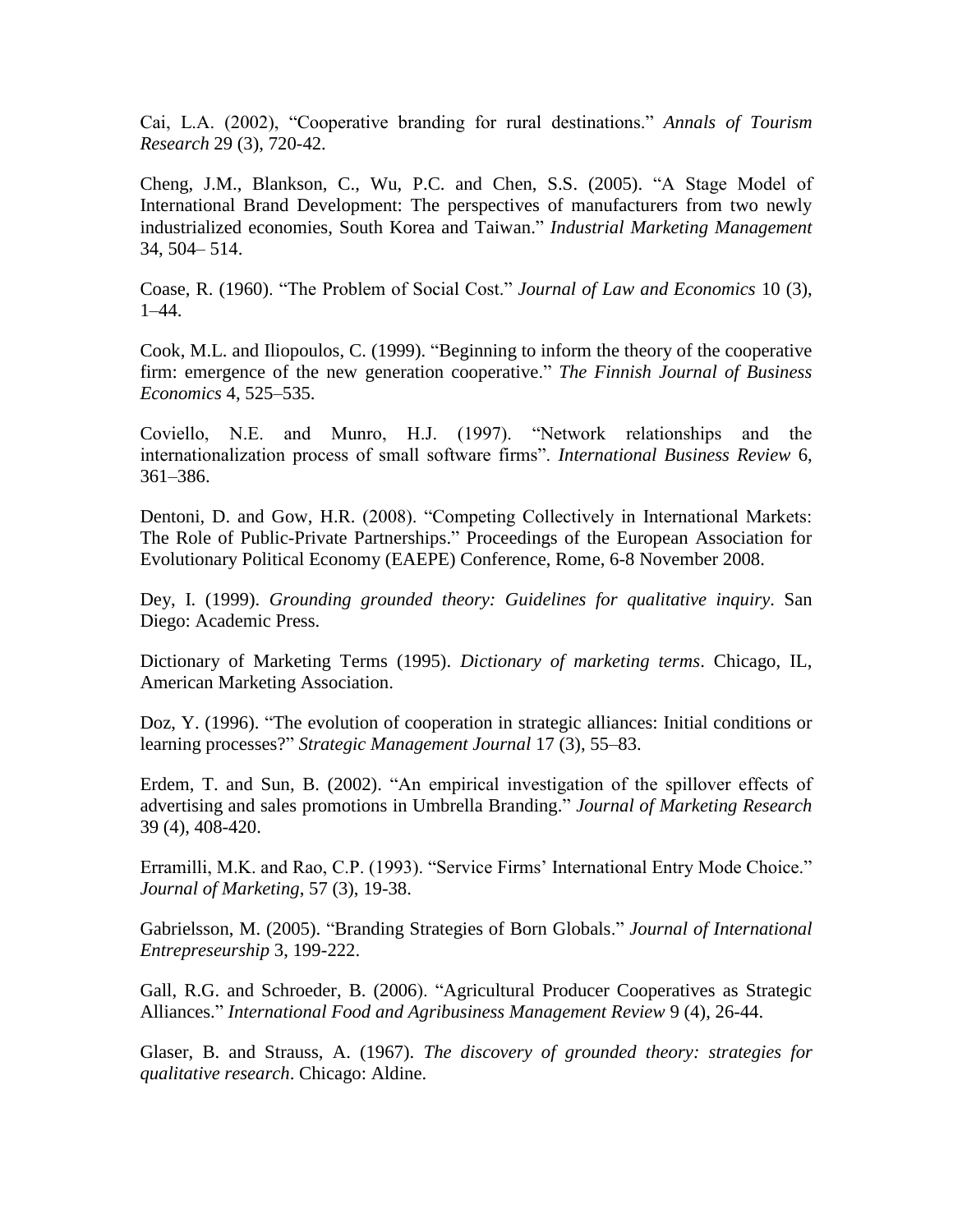Cai, L.A. (2002), "Cooperative branding for rural destinations." *Annals of Tourism Research* 29 (3), 720-42.

Cheng, J.M., Blankson, C., Wu, P.C. and Chen, S.S. (2005). "A Stage Model of International Brand Development: The perspectives of manufacturers from two newly industrialized economies, South Korea and Taiwan." *Industrial Marketing Management* 34, 504– 514.

Coase, R. (1960). "The Problem of Social Cost." *Journal of Law and Economics* 10 (3), 1–44.

Cook, M.L. and Iliopoulos, C. (1999). "Beginning to inform the theory of the cooperative firm: emergence of the new generation cooperative." *The Finnish Journal of Business Economics* 4, 525–535.

Coviello, N.E. and Munro, H.J. (1997). "Network relationships and the internationalization process of small software firms". *International Business Review* 6, 361–386.

Dentoni, D. and Gow, H.R. (2008). "Competing Collectively in International Markets: The Role of Public-Private Partnerships." Proceedings of the European Association for Evolutionary Political Economy (EAEPE) Conference, Rome, 6-8 November 2008.

Dey, I. (1999). *Grounding grounded theory: Guidelines for qualitative inquiry*. San Diego: Academic Press.

Dictionary of Marketing Terms (1995). *Dictionary of marketing terms*. Chicago, IL, American Marketing Association.

Doz, Y. (1996). "The evolution of cooperation in strategic alliances: Initial conditions or learning processes?" *Strategic Management Journal* 17 (3), 55–83.

Erdem, T. and Sun, B. (2002). "An empirical investigation of the spillover effects of advertising and sales promotions in Umbrella Branding." *Journal of Marketing Research* 39 (4), 408-420.

Erramilli, M.K. and Rao, C.P. (1993). "Service Firms' International Entry Mode Choice." *Journal of Marketing*, 57 (3), 19-38.

Gabrielsson, M. (2005). "Branding Strategies of Born Globals." *Journal of International Entrepreseurship* 3, 199-222.

Gall, R.G. and Schroeder, B. (2006). "Agricultural Producer Cooperatives as Strategic Alliances." *International Food and Agribusiness Management Review* 9 (4), 26-44.

Glaser, B. and Strauss, A. (1967). *The discovery of grounded theory: strategies for qualitative research*. Chicago: Aldine.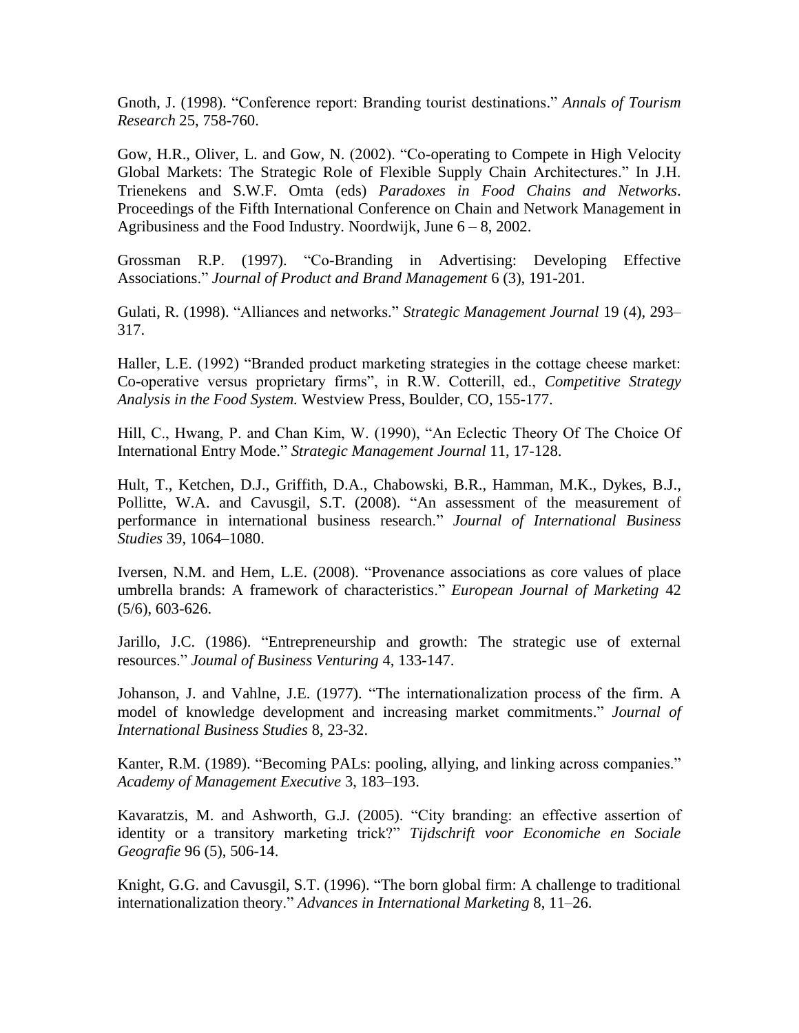Gnoth, J. (1998). "Conference report: Branding tourist destinations." *Annals of Tourism Research* 25, 758-760.

Gow, H.R., Oliver, L. and Gow, N. (2002). "Co-operating to Compete in High Velocity Global Markets: The Strategic Role of Flexible Supply Chain Architectures." In J.H. Trienekens and S.W.F. Omta (eds) *Paradoxes in Food Chains and Networks*. Proceedings of the Fifth International Conference on Chain and Network Management in Agribusiness and the Food Industry. Noordwijk, June 6 – 8, 2002.

Grossman R.P. (1997). "Co-Branding in Advertising: Developing Effective Associations." *Journal of Product and Brand Management* 6 (3), 191-201.

Gulati, R. (1998). "Alliances and networks." *Strategic Management Journal* 19 (4), 293–317.

Haller, L.E. (1992) "Branded product marketing strategies in the cottage cheese market: Co-operative versus proprietary firms", in R.W. Cotterill, ed., *Competitive Strategy Analysis in the Food System.* Westview Press, Boulder, CO, 155-177.

Hill, C., Hwang, P. and Chan Kim, W. (1990), "An Eclectic Theory Of The Choice Of International Entry Mode." *Strategic Management Journal* 11, 17-128.

Hult, T., Ketchen, D.J., Griffith, D.A., Chabowski, B.R., Hamman, M.K., Dykes, B.J., Pollitte, W.A. and Cavusgil, S.T. (2008). "An assessment of the measurement of performance in international business research." *Journal of International Business Studies* 39, 1064–1080.

Iversen, N.M. and Hem, L.E. (2008). "Provenance associations as core values of place umbrella brands: A framework of characteristics." *European Journal of Marketing* 42 (5/6), 603-626.

Jarillo, J.C. (1986). "Entrepreneurship and growth: The strategic use of external resources." *Joumal of Business Venturing* 4, 133-147.

Johanson, J. and Vahlne, J.E. (1977). "The internationalization process of the firm. A model of knowledge development and increasing market commitments." *Journal of International Business Studies* 8, 23-32.

Kanter, R.M. (1989). "Becoming PALs: pooling, allying, and linking across companies." *Academy of Management Executive* 3, 183–193.

Kavaratzis, M. and Ashworth, G.J. (2005). "City branding: an effective assertion of identity or a transitory marketing trick?" *Tijdschrift voor Economiche en Sociale Geografie* 96 (5), 506-14.

Knight, G.G. and Cavusgil, S.T. (1996). "The born global firm: A challenge to traditional internationalization theory." *Advances in International Marketing* 8, 11–26.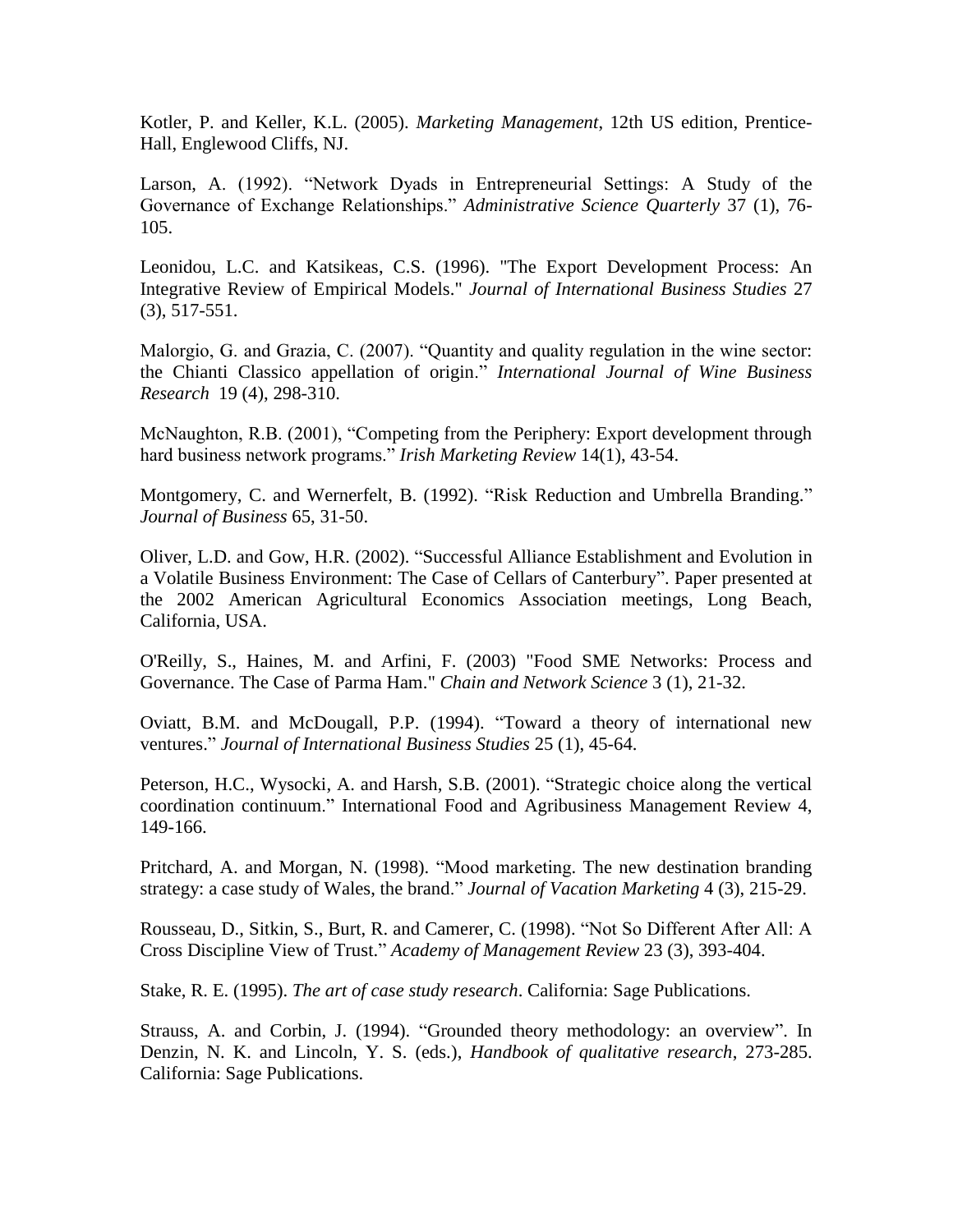Kotler, P. and Keller, K.L. (2005). *Marketing Management*, 12th US edition, Prentice-Hall, Englewood Cliffs, NJ.

Larson, A. (1992). "Network Dyads in Entrepreneurial Settings: A Study of the Governance of Exchange Relationships." *Administrative Science Quarterly* 37 (1), 76-105.

Leonidou, L.C. and Katsikeas, C.S. (1996). "The Export Development Process: An Integrative Review of Empirical Models." *Journal of International Business Studies* 27 (3), 517-551.

Malorgio, G. and Grazia, C. (2007). "Quantity and quality regulation in the wine sector: the Chianti Classico appellation of origin." *International Journal of Wine Business Research* 19 (4), 298-310.

McNaughton, R.B. (2001), "Competing from the Periphery: Export development through hard business network programs." *Irish Marketing Review* 14(1), 43-54.

Montgomery, C. and Wernerfelt, B. (1992). "Risk Reduction and Umbrella Branding." *Journal of Business* 65, 31-50.

Oliver, L.D. and Gow, H.R. (2002). "Successful Alliance Establishment and Evolution in a Volatile Business Environment: The Case of Cellars of Canterbury". Paper presented at the 2002 American Agricultural Economics Association meetings, Long Beach, California, USA.

O'Reilly, S., Haines, M. and Arfini, F. (2003) "Food SME Networks: Process and Governance. The Case of Parma Ham." *Chain and Network Science* 3 (1), 21-32.

Oviatt, B.M. and McDougall, P.P. (1994). "Toward a theory of international new ventures." *Journal of International Business Studies* 25 (1), 45-64.

Peterson, H.C., Wysocki, A. and Harsh, S.B. (2001). "Strategic choice along the vertical coordination continuum." International Food and Agribusiness Management Review 4, 149-166.

Pritchard, A. and Morgan, N. (1998). "Mood marketing. The new destination branding strategy: a case study of Wales, the brand." *Journal of Vacation Marketing* 4 (3), 215-29.

Rousseau, D., Sitkin, S., Burt, R. and Camerer, C. (1998). "Not So Different After All: A Cross Discipline View of Trust." *Academy of Management Review* 23 (3), 393-404.

Stake, R. E. (1995). *The art of case study research*. California: Sage Publications.

Strauss, A. and Corbin, J. (1994). "Grounded theory methodology: an overview". In Denzin, N. K. and Lincoln, Y. S. (eds.), *Handbook of qualitative research*, 273-285. California: Sage Publications.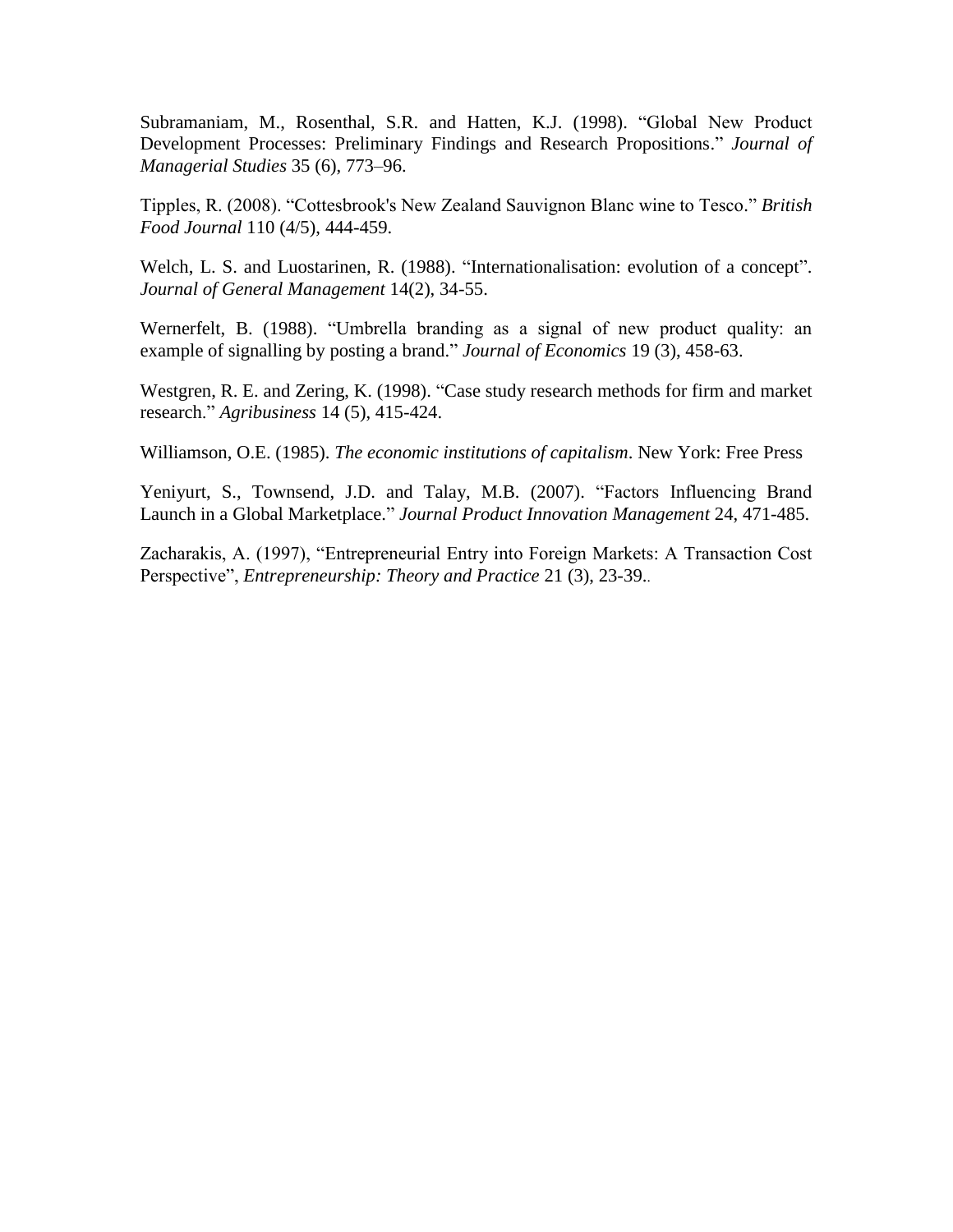Subramaniam, M., Rosenthal, S.R. and Hatten, K.J. (1998). "Global New Product Development Processes: Preliminary Findings and Research Propositions." *Journal of Managerial Studies* 35 (6), 773–96.

Tipples, R. (2008). "Cottesbrook's New Zealand Sauvignon Blanc wine to Tesco." *British Food Journal* 110 (4/5), 444-459.

Welch, L. S. and Luostarinen, R. (1988). "Internationalisation: evolution of a concept". *Journal of General Management* 14(2), 34-55.

Wernerfelt, B. (1988). "Umbrella branding as a signal of new product quality: an example of signalling by posting a brand." *Journal of Economics* 19 (3), 458-63.

Westgren, R. E. and Zering, K. (1998). "Case study research methods for firm and market research." *Agribusiness* 14 (5), 415-424.

Williamson, O.E. (1985). *The economic institutions of capitalism*. New York: Free Press

Yeniyurt, S., Townsend, J.D. and Talay, M.B. (2007). "Factors Influencing Brand Launch in a Global Marketplace." *Journal Product Innovation Management* 24, 471-485.

Zacharakis, A. (1997), "Entrepreneurial Entry into Foreign Markets: A Transaction Cost Perspective", *Entrepreneurship: Theory and Practice* 21 (3), 23-39..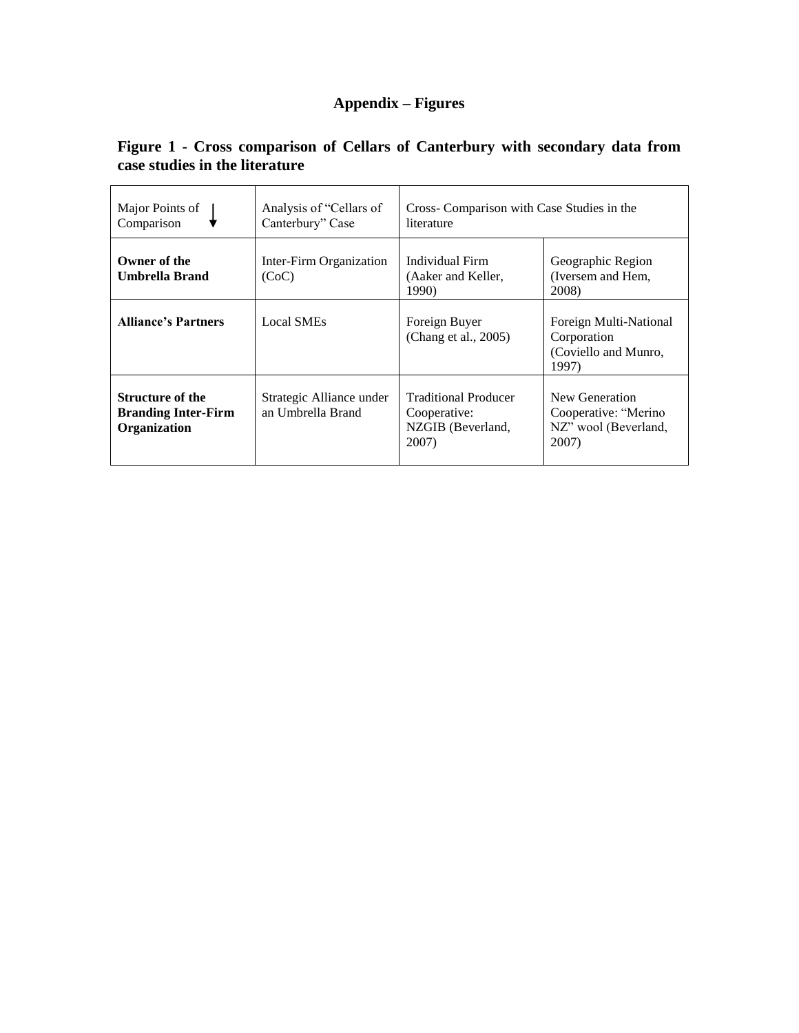# Appendix – Figures

**Figure 1 - Cross comparison of Cellars of Canterbury with secondary data from case studies in the literature**

| Major Points of Comparison ↓ | Analysis of "Cellars of Canterbury" Case | Cross- Comparison with Case Studies in the literature | |
|---|---|---|---|
| **Owner of the Umbrella Brand** | Inter-Firm Organization (CoC) | Individual Firm (Aaker and Keller, 1990) | Geographic Region (Iversem and Hem, 2008) |
| **Alliance's Partners** | Local SMEs | Foreign Buyer (Chang et al., 2005) | Foreign Multi-National Corporation (Coviello and Munro, 1997) |
| **Structure of the Branding Inter-Firm Organization** | Strategic Alliance under an Umbrella Brand | Traditional Producer Cooperative: NZGIB (Beverland, 2007) | New Generation Cooperative: "Merino NZ" wool (Beverland, 2007) |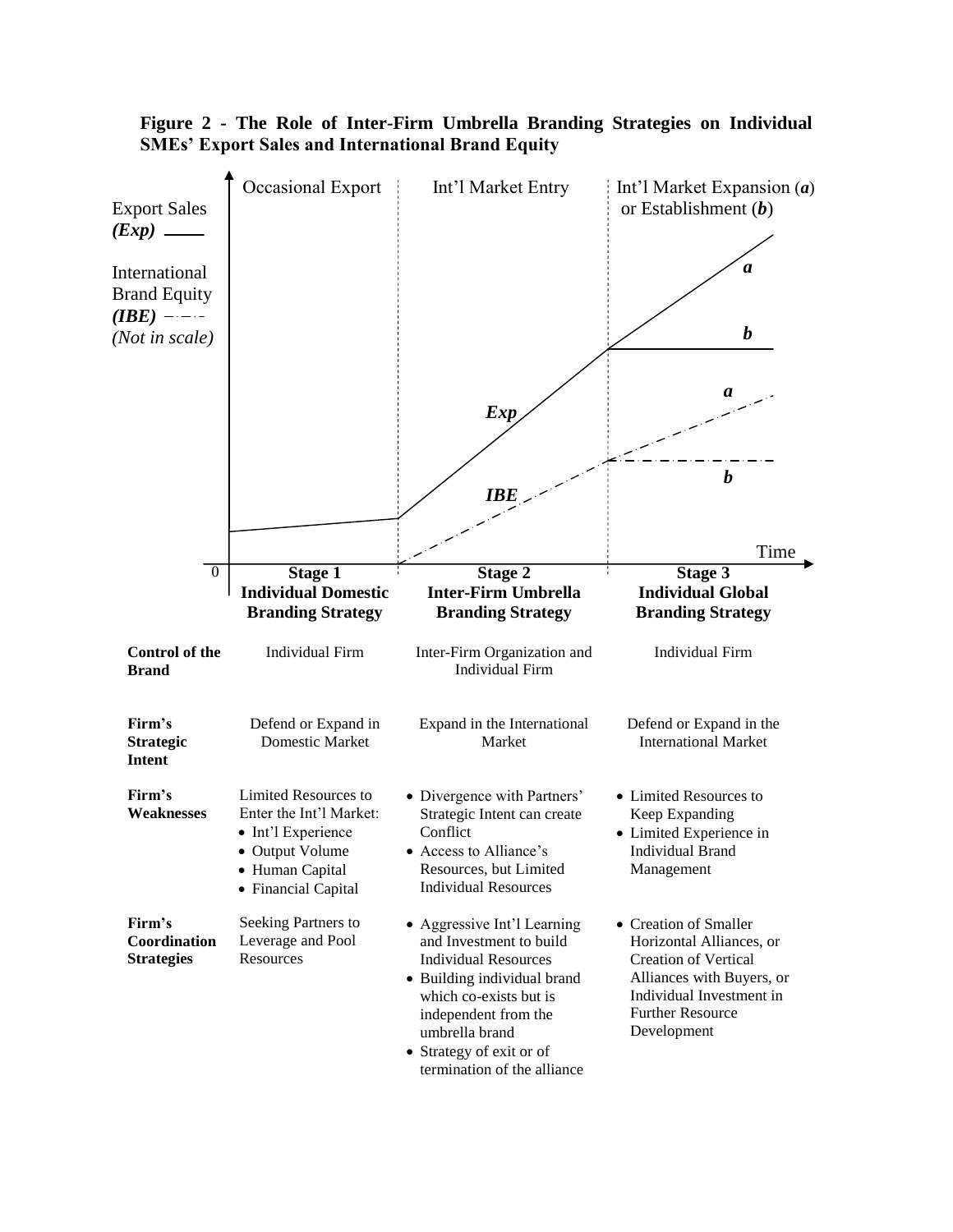**Figure 2 - The Role of Inter-Firm Umbrella Branding Strategies on Individual SMEs' Export Sales and International Brand Equity**

Export Sales *(Exp)* ——

International Brand Equity *(IBE)* –·–·– *(Not in scale)*

| | Occasional Export | Int'l Market Entry | Int'l Market Expansion (*a*) or Establishment (*b*) |
|---|---|---|---|
| | **Stage 1** **Individual Domestic Branding Strategy** | **Stage 2** **Inter-Firm Umbrella Branding Strategy** | **Stage 3** **Individual Global Branding Strategy** |
| **Control of the Brand** | Individual Firm | Inter-Firm Organization and Individual Firm | Individual Firm |
| **Firm's Strategic Intent** | Defend or Expand in Domestic Market | Expand in the International Market | Defend or Expand in the International Market |
| **Firm's Weaknesses** | Limited Resources to Enter the Int'l Market: • Int'l Experience • Output Volume • Human Capital • Financial Capital | • Divergence with Partners' Strategic Intent can create Conflict • Access to Alliance's Resources, but Limited Individual Resources | • Limited Resources to Keep Expanding • Limited Experience in Individual Brand Management |
| **Firm's Coordination Strategies** | Seeking Partners to Leverage and Pool Resources | • Aggressive Int'l Learning and Investment to build Individual Resources • Building individual brand which co-exists but is independent from the umbrella brand • Strategy of exit or of termination of the alliance | • Creation of Smaller Horizontal Alliances, or Creation of Vertical Alliances with Buyers, or Individual Investment in Further Resource Development |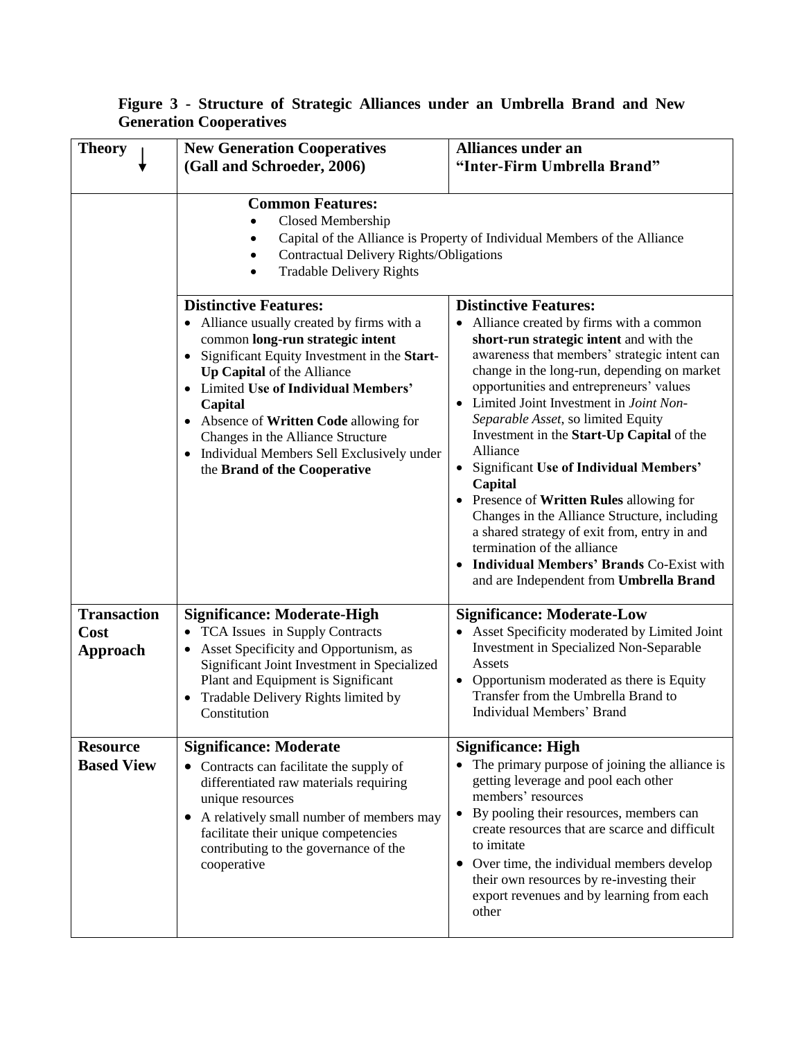**Figure 3 - Structure of Strategic Alliances under an Umbrella Brand and New Generation Cooperatives**

| **Theory** ↓ | **New Generation Cooperatives (Gall and Schroeder, 2006)** | **Alliances under an "Inter-Firm Umbrella Brand"** |
|---|---|---|
| | **Common Features:**<br>• Closed Membership<br>• Capital of the Alliance is Property of Individual Members of the Alliance<br>• Contractual Delivery Rights/Obligations<br>• Tradable Delivery Rights | |
| | **Distinctive Features:**<br>• Alliance usually created by firms with a common **long-run strategic intent**<br>• Significant Equity Investment in the **Start-Up Capital** of the Alliance<br>• Limited **Use of Individual Members' Capital**<br>• Absence of **Written Code** allowing for Changes in the Alliance Structure<br>• Individual Members Sell Exclusively under the **Brand of the Cooperative** | **Distinctive Features:**<br>• Alliance created by firms with a common **short-run strategic intent** and with the awareness that members' strategic intent can change in the long-run, depending on market opportunities and entrepreneurs' values<br>• Limited Joint Investment in *Joint Non-Separable Asset*, so limited Equity Investment in the **Start-Up Capital** of the Alliance<br>• Significant **Use of Individual Members' Capital**<br>• Presence of **Written Rules** allowing for Changes in the Alliance Structure, including a shared strategy of exit from, entry in and termination of the alliance<br>• **Individual Members' Brands** Co-Exist with and are Independent from **Umbrella Brand** |
| **Transaction Cost Approach** | **Significance: Moderate-High**<br>• TCA Issues in Supply Contracts<br>• Asset Specificity and Opportunism, as Significant Joint Investment in Specialized Plant and Equipment is Significant<br>• Tradable Delivery Rights limited by Constitution | **Significance: Moderate-Low**<br>• Asset Specificity moderated by Limited Joint Investment in Specialized Non-Separable Assets<br>• Opportunism moderated as there is Equity Transfer from the Umbrella Brand to Individual Members' Brand |
| **Resource Based View** | **Significance: Moderate**<br>• Contracts can facilitate the supply of differentiated raw materials requiring unique resources<br>• A relatively small number of members may facilitate their unique competencies contributing to the governance of the cooperative | **Significance: High**<br>• The primary purpose of joining the alliance is getting leverage and pool each other members' resources<br>• By pooling their resources, members can create resources that are scarce and difficult to imitate<br>• Over time, the individual members develop their own resources by re-investing their export revenues and by learning from each other |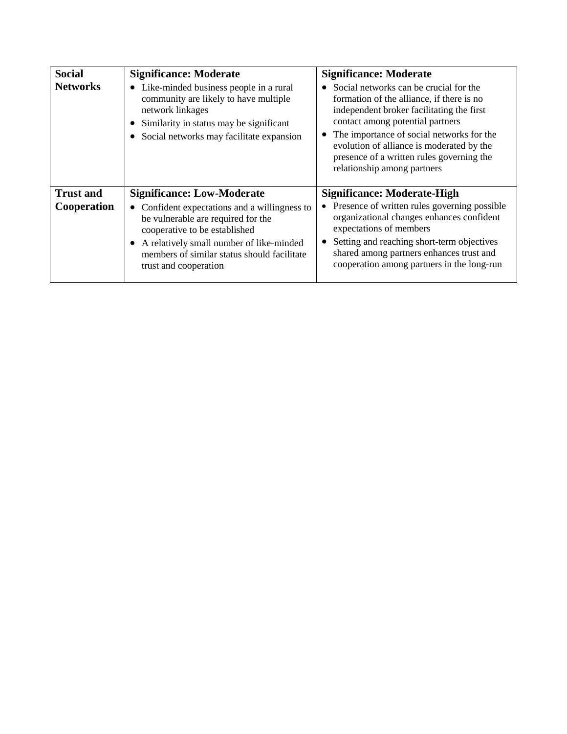| | | |
|---|---|---|
| **Social Networks** | **Significance: Moderate**<br>• Like-minded business people in a rural community are likely to have multiple network linkages<br>• Similarity in status may be significant<br>• Social networks may facilitate expansion | **Significance: Moderate**<br>• Social networks can be crucial for the formation of the alliance, if there is no independent broker facilitating the first contact among potential partners<br>• The importance of social networks for the evolution of alliance is moderated by the presence of a written rules governing the relationship among partners |
| **Trust and Cooperation** | **Significance: Low-Moderate**<br>• Confident expectations and a willingness to be vulnerable are required for the cooperative to be established<br>• A relatively small number of like-minded members of similar status should facilitate trust and cooperation | **Significance: Moderate-High**<br>• Presence of written rules governing possible organizational changes enhances confident expectations of members<br>• Setting and reaching short-term objectives shared among partners enhances trust and cooperation among partners in the long-run |